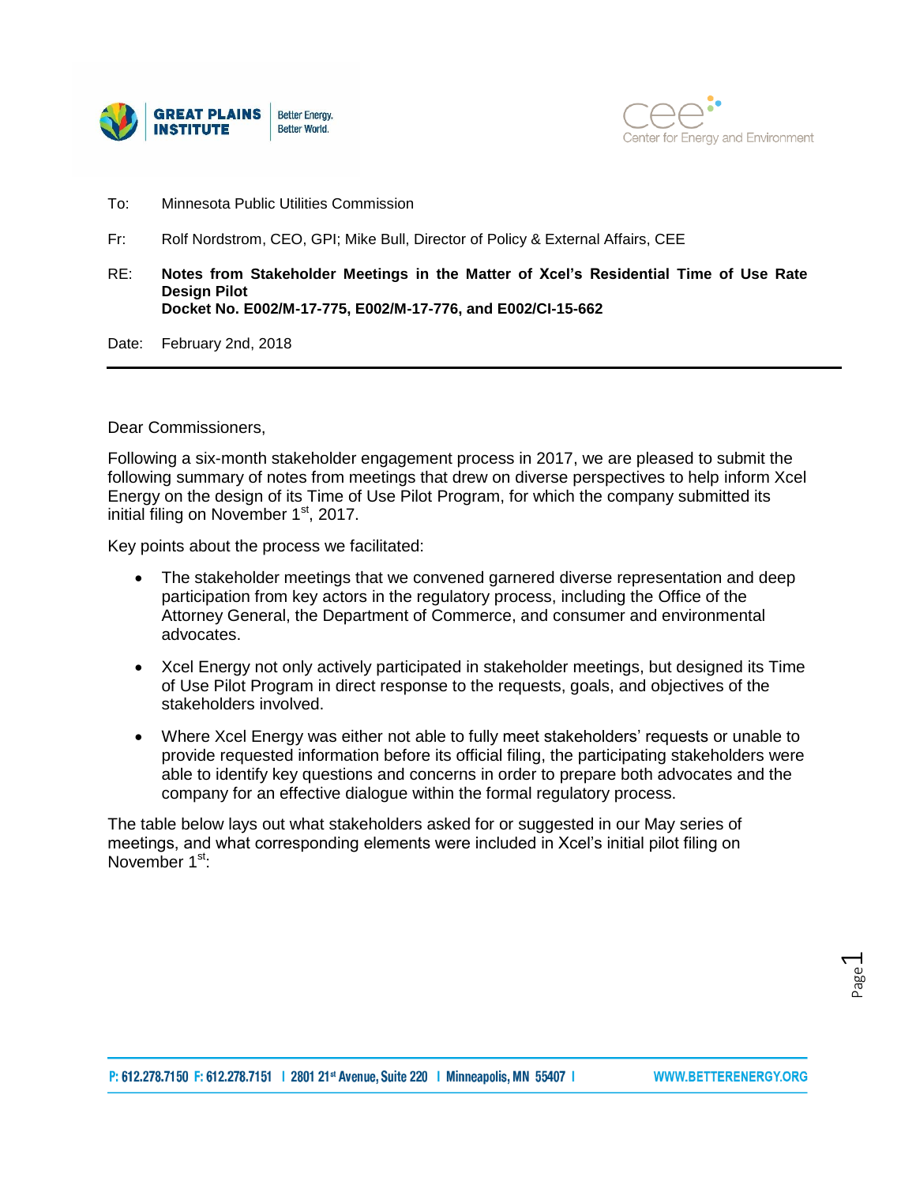| | |
|---|---|
| To: | Minnesota Public Utilities Commission |
| Fr: | Rolf Nordstrom, CEO, GPI; Mike Bull, Director of Policy & External Affairs, CEE |
| RE: | **Notes from Stakeholder Meetings in the Matter of Xcel's Residential Time of Use Rate Design Pilot Docket No. E002/M-17-775, E002/M-17-776, and E002/CI-15-662** |
| Date: | February 2nd, 2018 |

Dear Commissioners,

Following a six-month stakeholder engagement process in 2017, we are pleased to submit the following summary of notes from meetings that drew on diverse perspectives to help inform Xcel Energy on the design of its Time of Use Pilot Program, for which the company submitted its initial filing on November 1st, 2017.

Key points about the process we facilitated:

- The stakeholder meetings that we convened garnered diverse representation and deep participation from key actors in the regulatory process, including the Office of the Attorney General, the Department of Commerce, and consumer and environmental advocates.
- Xcel Energy not only actively participated in stakeholder meetings, but designed its Time of Use Pilot Program in direct response to the requests, goals, and objectives of the stakeholders involved.
- Where Xcel Energy was either not able to fully meet stakeholders' requests or unable to provide requested information before its official filing, the participating stakeholders were able to identify key questions and concerns in order to prepare both advocates and the company for an effective dialogue within the formal regulatory process.

The table below lays out what stakeholders asked for or suggested in our May series of meetings, and what corresponding elements were included in Xcel's initial pilot filing on November 1st: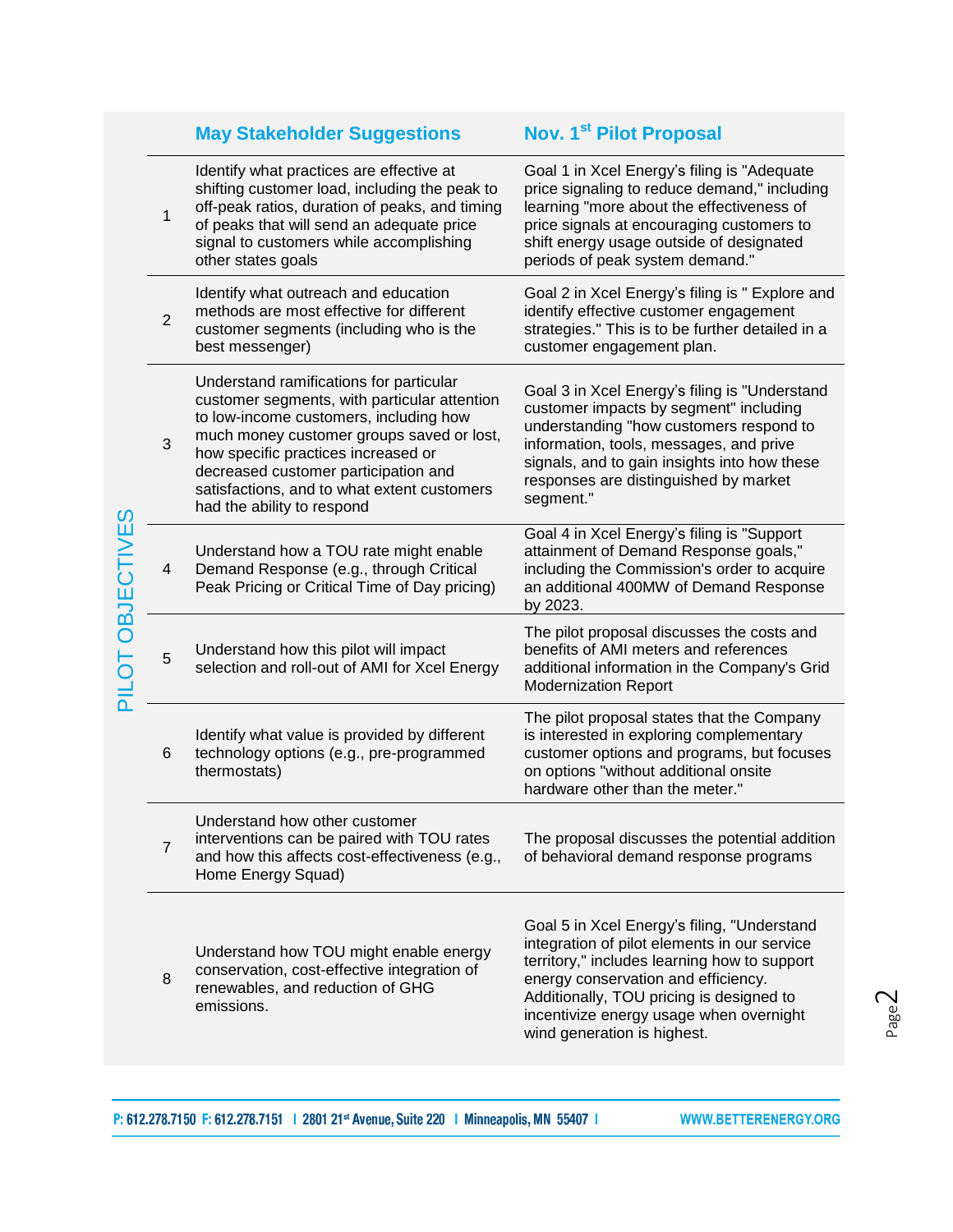| PILOT OBJECTIVES | May Stakeholder Suggestions | Nov. 1st Pilot Proposal |
|---|---|---|
| 1 | Identify what practices are effective at shifting customer load, including the peak to off-peak ratios, duration of peaks, and timing of peaks that will send an adequate price signal to customers while accomplishing other states goals | Goal 1 in Xcel Energy's filing is "Adequate price signaling to reduce demand," including learning "more about the effectiveness of price signals at encouraging customers to shift energy usage outside of designated periods of peak system demand." |
| 2 | Identify what outreach and education methods are most effective for different customer segments (including who is the best messenger) | Goal 2 in Xcel Energy's filing is " Explore and identify effective customer engagement strategies." This is to be further detailed in a customer engagement plan. |
| 3 | Understand ramifications for particular customer segments, with particular attention to low-income customers, including how much money customer groups saved or lost, how specific practices increased or decreased customer participation and satisfactions, and to what extent customers had the ability to respond | Goal 3 in Xcel Energy's filing is "Understand customer impacts by segment" including understanding "how customers respond to information, tools, messages, and prive signals, and to gain insights into how these responses are distinguished by market segment." |
| 4 | Understand how a TOU rate might enable Demand Response (e.g., through Critical Peak Pricing or Critical Time of Day pricing) | Goal 4 in Xcel Energy's filing is "Support attainment of Demand Response goals," including the Commission's order to acquire an additional 400MW of Demand Response by 2023. |
| 5 | Understand how this pilot will impact selection and roll-out of AMI for Xcel Energy | The pilot proposal discusses the costs and benefits of AMI meters and references additional information in the Company's Grid Modernization Report |
| 6 | Identify what value is provided by different technology options (e.g., pre-programmed thermostats) | The pilot proposal states that the Company is interested in exploring complementary customer options and programs, but focuses on options "without additional onsite hardware other than the meter." |
| 7 | Understand how other customer interventions can be paired with TOU rates and how this affects cost-effectiveness (e.g., Home Energy Squad) | The proposal discusses the potential addition of behavioral demand response programs |
| 8 | Understand how TOU might enable energy conservation, cost-effective integration of renewables, and reduction of GHG emissions. | Goal 5 in Xcel Energy's filing, "Understand integration of pilot elements in our service territory," includes learning how to support energy conservation and efficiency. Additionally, TOU pricing is designed to incentivize energy usage when overnight wind generation is highest. |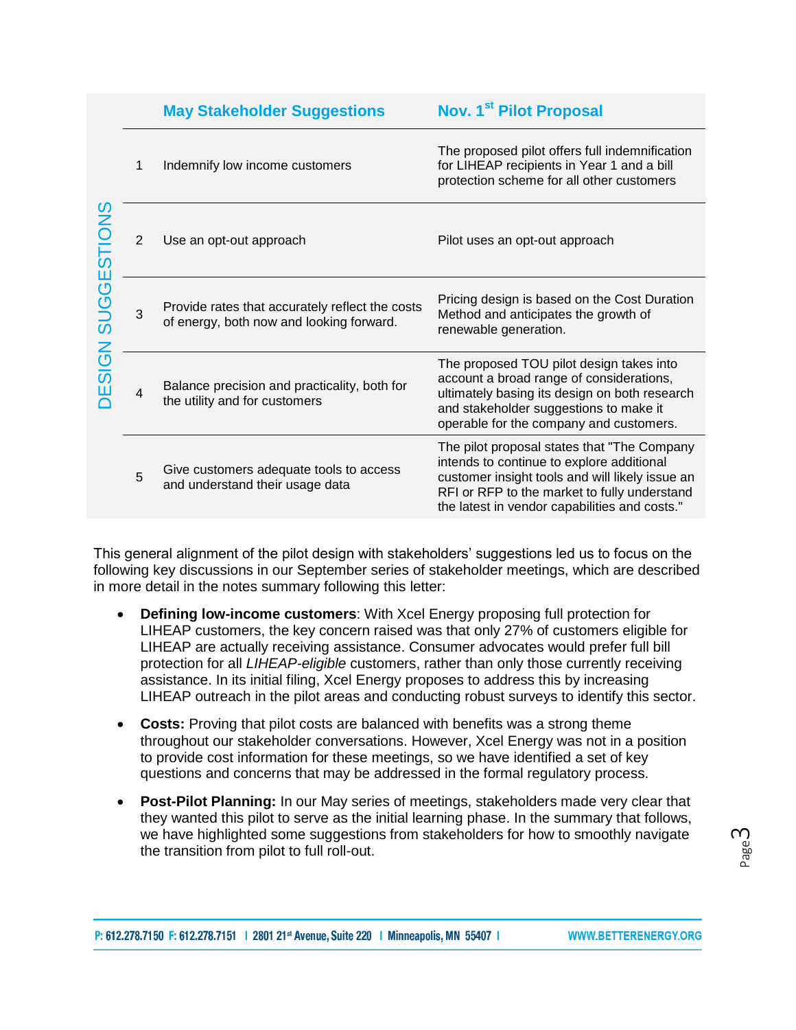| DESIGN SUGGESTIONS | | May Stakeholder Suggestions | Nov. 1st Pilot Proposal |
|---|---|---|---|
| | 1 | Indemnify low income customers | The proposed pilot offers full indemnification for LIHEAP recipients in Year 1 and a bill protection scheme for all other customers |
| | 2 | Use an opt-out approach | Pilot uses an opt-out approach |
| | 3 | Provide rates that accurately reflect the costs of energy, both now and looking forward. | Pricing design is based on the Cost Duration Method and anticipates the growth of renewable generation. |
| | 4 | Balance precision and practicality, both for the utility and for customers | The proposed TOU pilot design takes into account a broad range of considerations, ultimately basing its design on both research and stakeholder suggestions to make it operable for the company and customers. |
| | 5 | Give customers adequate tools to access and understand their usage data | The pilot proposal states that "The Company intends to continue to explore additional customer insight tools and will likely issue an RFI or RFP to the market to fully understand the latest in vendor capabilities and costs." |

This general alignment of the pilot design with stakeholders' suggestions led us to focus on the following key discussions in our September series of stakeholder meetings, which are described in more detail in the notes summary following this letter:

- **Defining low-income customers**: With Xcel Energy proposing full protection for LIHEAP customers, the key concern raised was that only 27% of customers eligible for LIHEAP are actually receiving assistance. Consumer advocates would prefer full bill protection for all *LIHEAP-eligible* customers, rather than only those currently receiving assistance. In its initial filing, Xcel Energy proposes to address this by increasing LIHEAP outreach in the pilot areas and conducting robust surveys to identify this sector.
- **Costs:** Proving that pilot costs are balanced with benefits was a strong theme throughout our stakeholder conversations. However, Xcel Energy was not in a position to provide cost information for these meetings, so we have identified a set of key questions and concerns that may be addressed in the formal regulatory process.
- **Post-Pilot Planning:** In our May series of meetings, stakeholders made very clear that they wanted this pilot to serve as the initial learning phase. In the summary that follows, we have highlighted some suggestions from stakeholders for how to smoothly navigate the transition from pilot to full roll-out.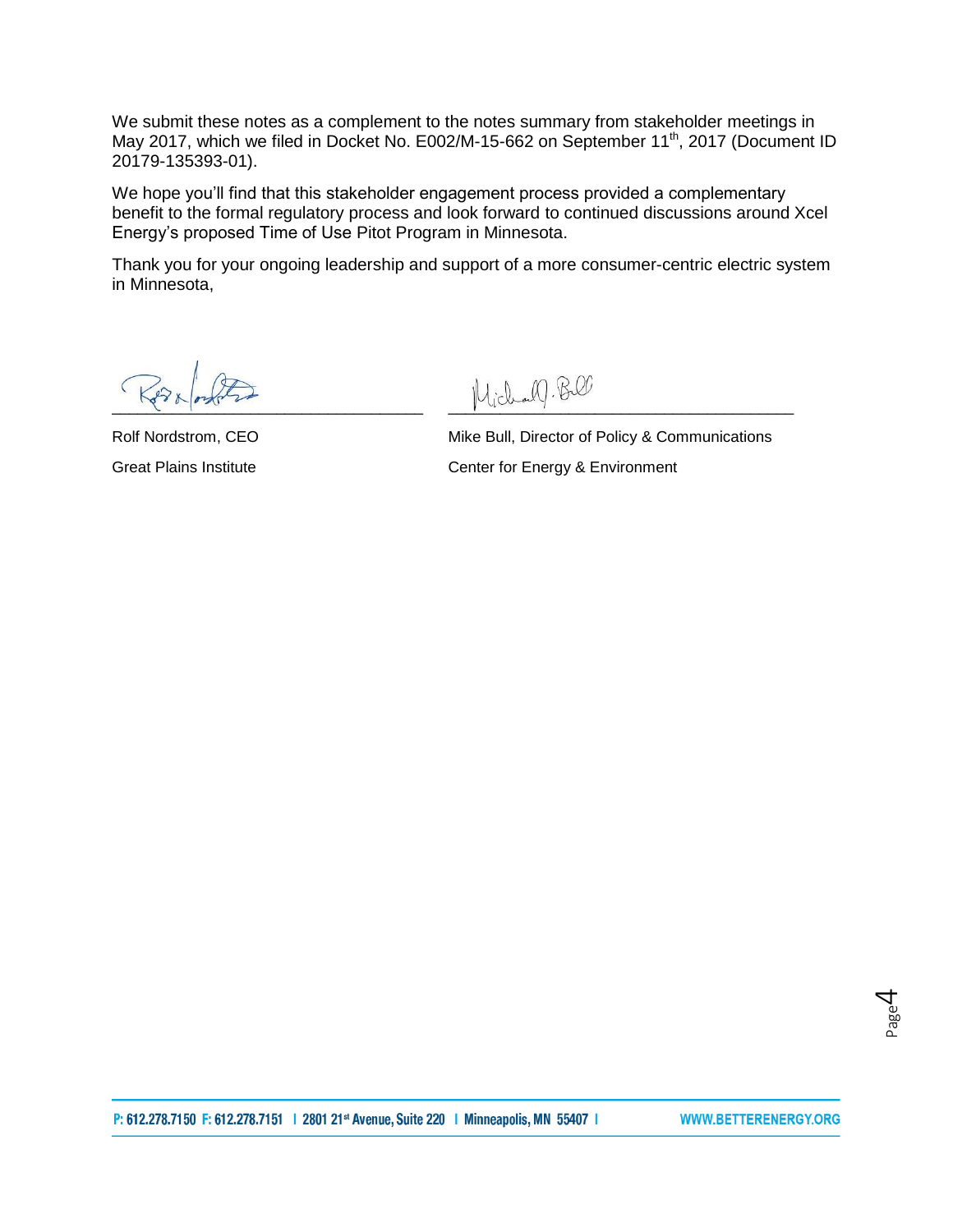We submit these notes as a complement to the notes summary from stakeholder meetings in May 2017, which we filed in Docket No. E002/M-15-662 on September 11th, 2017 (Document ID 20179-135393-01).

We hope you'll find that this stakeholder engagement process provided a complementary benefit to the formal regulatory process and look forward to continued discussions around Xcel Energy's proposed Time of Use Pitot Program in Minnesota.

Thank you for your ongoing leadership and support of a more consumer-centric electric system in Minnesota,

| | |
|---|---|
| Rolf Nordstrom, CEO | Mike Bull, Director of Policy & Communications |
| Great Plains Institute | Center for Energy & Environment |

P: 612.278.7150 F: 612.278.7151 | 2801 21st Avenue, Suite 220 | Minneapolis, MN 55407 | WWW.BETTERENERGY.ORG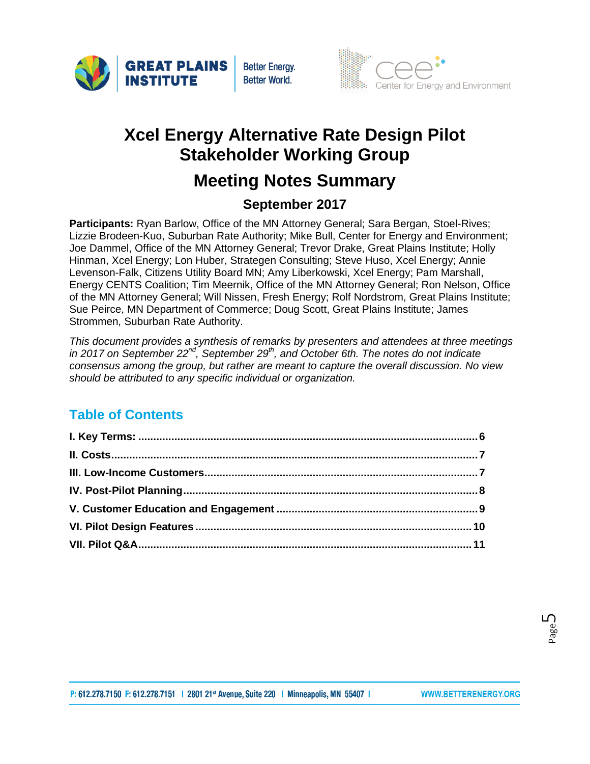# Xcel Energy Alternative Rate Design Pilot Stakeholder Working Group

# Meeting Notes Summary

### September 2017

**Participants:** Ryan Barlow, Office of the MN Attorney General; Sara Bergan, Stoel-Rives; Lizzie Brodeen-Kuo, Suburban Rate Authority; Mike Bull, Center for Energy and Environment; Joe Dammel, Office of the MN Attorney General; Trevor Drake, Great Plains Institute; Holly Hinman, Xcel Energy; Lon Huber, Strategen Consulting; Steve Huso, Xcel Energy; Annie Levenson-Falk, Citizens Utility Board MN; Amy Liberkowski, Xcel Energy; Pam Marshall, Energy CENTS Coalition; Tim Meernik, Office of the MN Attorney General; Ron Nelson, Office of the MN Attorney General; Will Nissen, Fresh Energy; Rolf Nordstrom, Great Plains Institute; Sue Peirce, MN Department of Commerce; Doug Scott, Great Plains Institute; James Strommen, Suburban Rate Authority.

*This document provides a synthesis of remarks by presenters and attendees at three meetings in 2017 on September 22nd, September 29th, and October 6th. The notes do not indicate consensus among the group, but rather are meant to capture the overall discussion. No view should be attributed to any specific individual or organization.*

## Table of Contents

**I. Key Terms:** .......... 6
**II. Costs** .......... 7
**III. Low-Income Customers** .......... 7
**IV. Post-Pilot Planning** .......... 8
**V. Customer Education and Engagement** .......... 9
**VI. Pilot Design Features** .......... 10
**VII. Pilot Q&A** .......... 11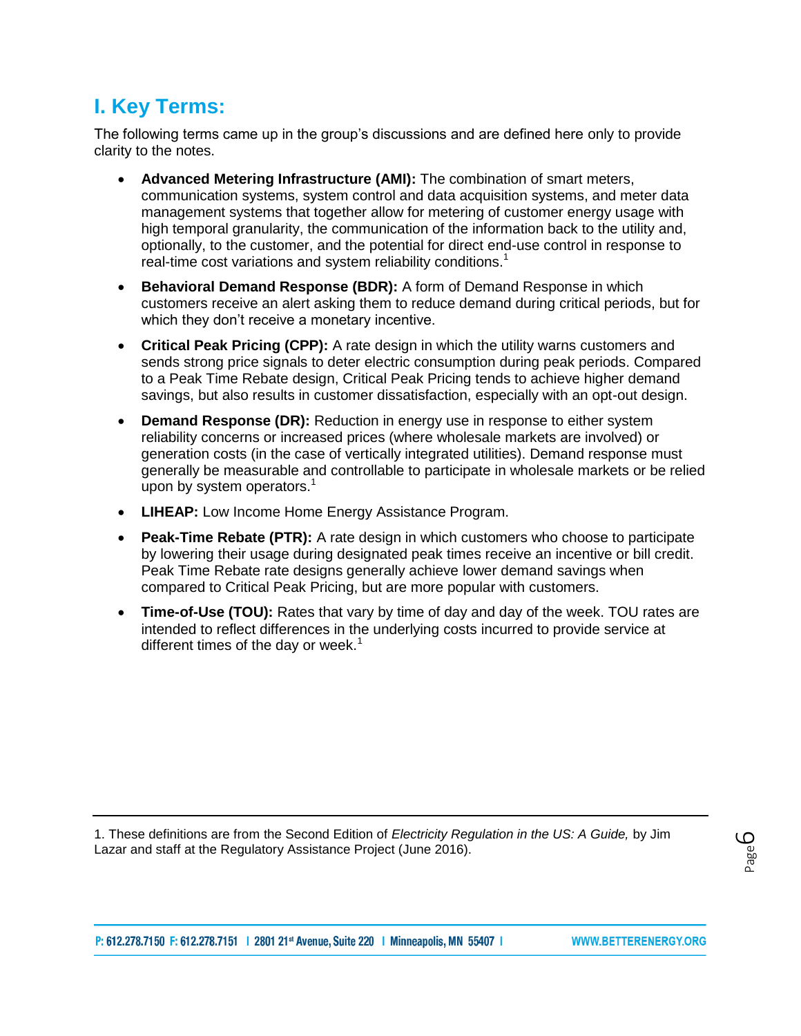## I. Key Terms:

The following terms came up in the group's discussions and are defined here only to provide clarity to the notes.

- **Advanced Metering Infrastructure (AMI):** The combination of smart meters, communication systems, system control and data acquisition systems, and meter data management systems that together allow for metering of customer energy usage with high temporal granularity, the communication of the information back to the utility and, optionally, to the customer, and the potential for direct end-use control in response to real-time cost variations and system reliability conditions.[1]
- **Behavioral Demand Response (BDR):** A form of Demand Response in which customers receive an alert asking them to reduce demand during critical periods, but for which they don't receive a monetary incentive.
- **Critical Peak Pricing (CPP):** A rate design in which the utility warns customers and sends strong price signals to deter electric consumption during peak periods. Compared to a Peak Time Rebate design, Critical Peak Pricing tends to achieve higher demand savings, but also results in customer dissatisfaction, especially with an opt-out design.
- **Demand Response (DR):** Reduction in energy use in response to either system reliability concerns or increased prices (where wholesale markets are involved) or generation costs (in the case of vertically integrated utilities). Demand response must generally be measurable and controllable to participate in wholesale markets or be relied upon by system operators.[1]
- **LIHEAP:** Low Income Home Energy Assistance Program.
- **Peak-Time Rebate (PTR):** A rate design in which customers who choose to participate by lowering their usage during designated peak times receive an incentive or bill credit. Peak Time Rebate rate designs generally achieve lower demand savings when compared to Critical Peak Pricing, but are more popular with customers.
- **Time-of-Use (TOU):** Rates that vary by time of day and day of the week. TOU rates are intended to reflect differences in the underlying costs incurred to provide service at different times of the day or week.[1]

---

1. These definitions are from the Second Edition of *Electricity Regulation in the US: A Guide,* by Jim Lazar and staff at the Regulatory Assistance Project (June 2016).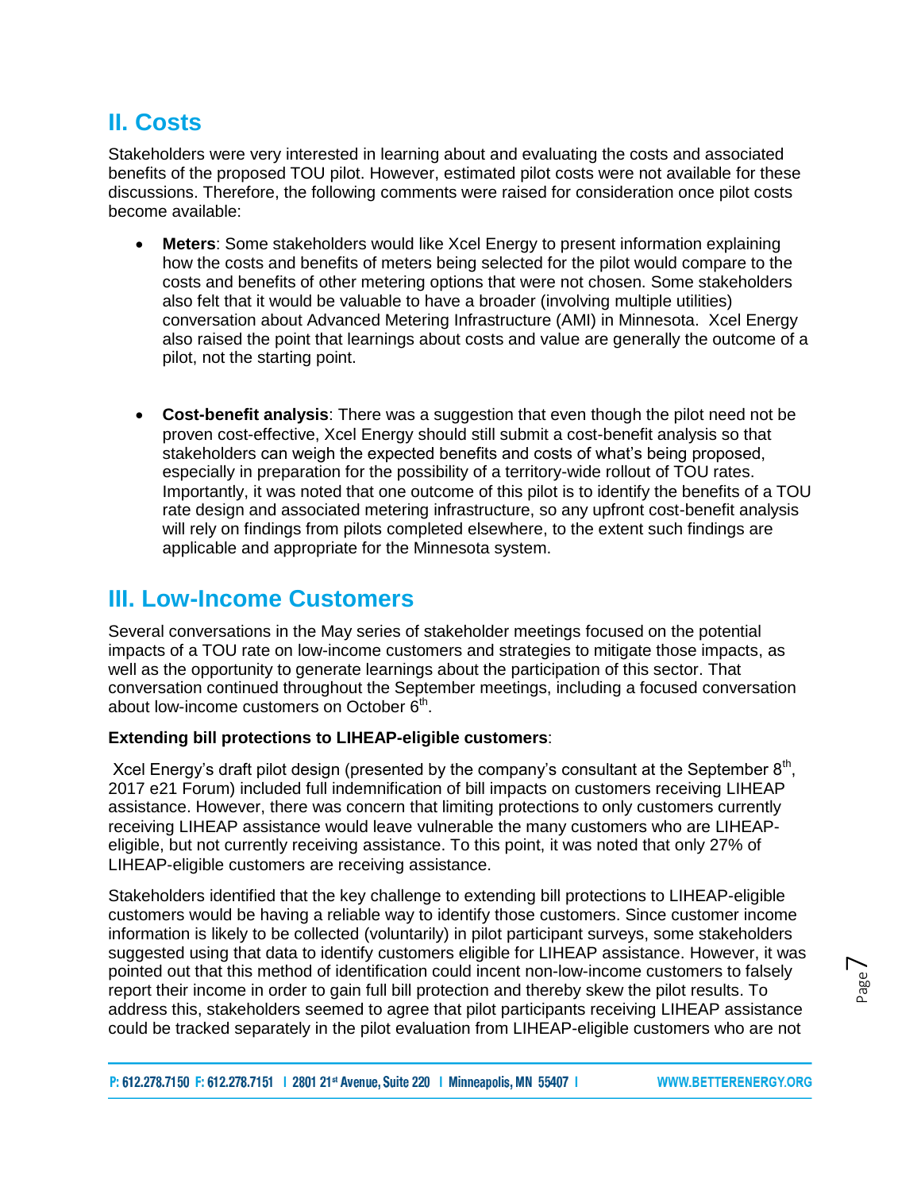## II. Costs

Stakeholders were very interested in learning about and evaluating the costs and associated benefits of the proposed TOU pilot. However, estimated pilot costs were not available for these discussions. Therefore, the following comments were raised for consideration once pilot costs become available:

- **Meters**: Some stakeholders would like Xcel Energy to present information explaining how the costs and benefits of meters being selected for the pilot would compare to the costs and benefits of other metering options that were not chosen. Some stakeholders also felt that it would be valuable to have a broader (involving multiple utilities) conversation about Advanced Metering Infrastructure (AMI) in Minnesota. Xcel Energy also raised the point that learnings about costs and value are generally the outcome of a pilot, not the starting point.

- **Cost-benefit analysis**: There was a suggestion that even though the pilot need not be proven cost-effective, Xcel Energy should still submit a cost-benefit analysis so that stakeholders can weigh the expected benefits and costs of what's being proposed, especially in preparation for the possibility of a territory-wide rollout of TOU rates. Importantly, it was noted that one outcome of this pilot is to identify the benefits of a TOU rate design and associated metering infrastructure, so any upfront cost-benefit analysis will rely on findings from pilots completed elsewhere, to the extent such findings are applicable and appropriate for the Minnesota system.

## III. Low-Income Customers

Several conversations in the May series of stakeholder meetings focused on the potential impacts of a TOU rate on low-income customers and strategies to mitigate those impacts, as well as the opportunity to generate learnings about the participation of this sector. That conversation continued throughout the September meetings, including a focused conversation about low-income customers on October 6th.

**Extending bill protections to LIHEAP-eligible customers**:

Xcel Energy's draft pilot design (presented by the company's consultant at the September 8th, 2017 e21 Forum) included full indemnification of bill impacts on customers receiving LIHEAP assistance. However, there was concern that limiting protections to only customers currently receiving LIHEAP assistance would leave vulnerable the many customers who are LIHEAP-eligible, but not currently receiving assistance. To this point, it was noted that only 27% of LIHEAP-eligible customers are receiving assistance.

Stakeholders identified that the key challenge to extending bill protections to LIHEAP-eligible customers would be having a reliable way to identify those customers. Since customer income information is likely to be collected (voluntarily) in pilot participant surveys, some stakeholders suggested using that data to identify customers eligible for LIHEAP assistance. However, it was pointed out that this method of identification could incent non-low-income customers to falsely report their income in order to gain full bill protection and thereby skew the pilot results. To address this, stakeholders seemed to agree that pilot participants receiving LIHEAP assistance could be tracked separately in the pilot evaluation from LIHEAP-eligible customers who are not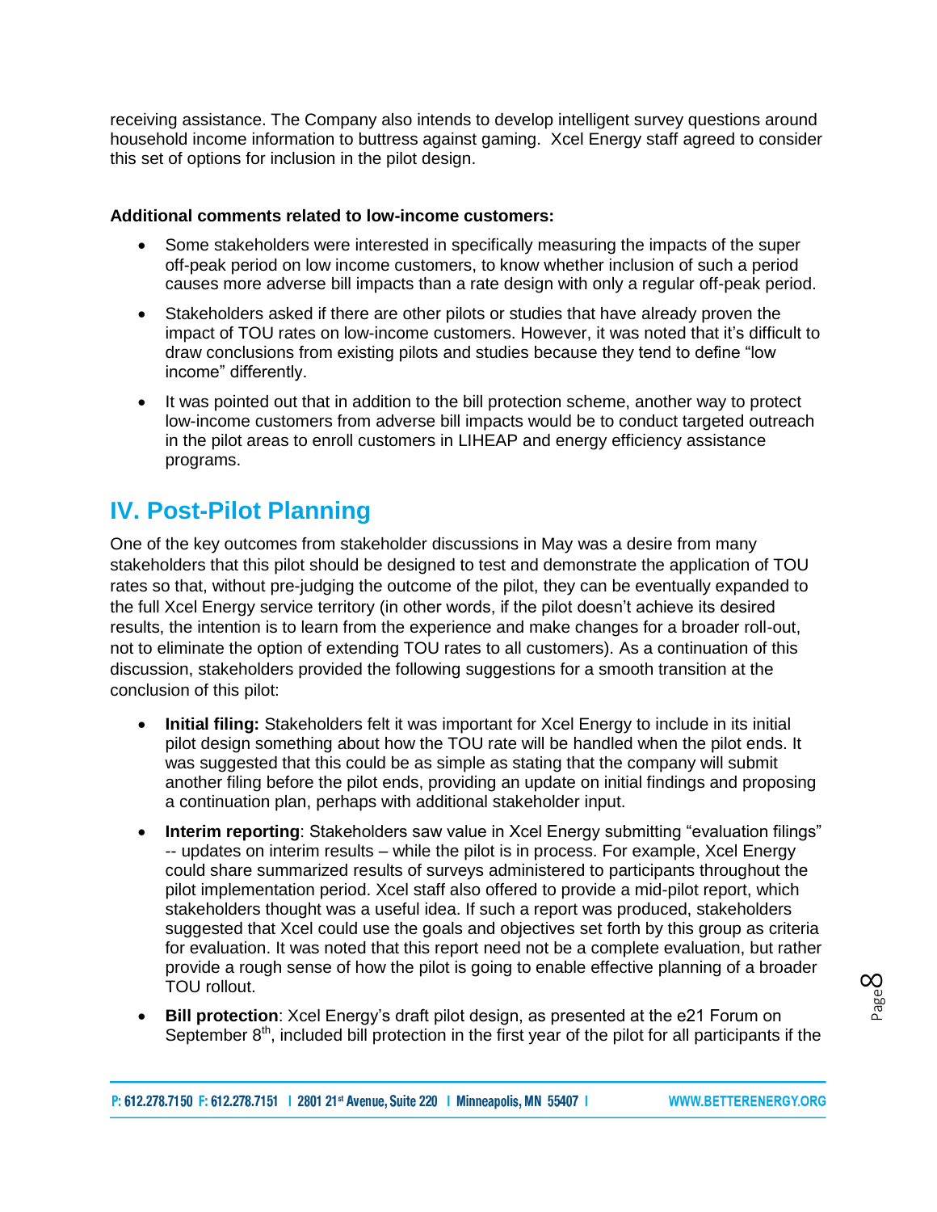receiving assistance. The Company also intends to develop intelligent survey questions around household income information to buttress against gaming. Xcel Energy staff agreed to consider this set of options for inclusion in the pilot design.

**Additional comments related to low-income customers:**

- Some stakeholders were interested in specifically measuring the impacts of the super off-peak period on low income customers, to know whether inclusion of such a period causes more adverse bill impacts than a rate design with only a regular off-peak period.
- Stakeholders asked if there are other pilots or studies that have already proven the impact of TOU rates on low-income customers. However, it was noted that it's difficult to draw conclusions from existing pilots and studies because they tend to define "low income" differently.
- It was pointed out that in addition to the bill protection scheme, another way to protect low-income customers from adverse bill impacts would be to conduct targeted outreach in the pilot areas to enroll customers in LIHEAP and energy efficiency assistance programs.

## IV. Post-Pilot Planning

One of the key outcomes from stakeholder discussions in May was a desire from many stakeholders that this pilot should be designed to test and demonstrate the application of TOU rates so that, without pre-judging the outcome of the pilot, they can be eventually expanded to the full Xcel Energy service territory (in other words, if the pilot doesn't achieve its desired results, the intention is to learn from the experience and make changes for a broader roll-out, not to eliminate the option of extending TOU rates to all customers). As a continuation of this discussion, stakeholders provided the following suggestions for a smooth transition at the conclusion of this pilot:

- **Initial filing:** Stakeholders felt it was important for Xcel Energy to include in its initial pilot design something about how the TOU rate will be handled when the pilot ends. It was suggested that this could be as simple as stating that the company will submit another filing before the pilot ends, providing an update on initial findings and proposing a continuation plan, perhaps with additional stakeholder input.
- **Interim reporting**: Stakeholders saw value in Xcel Energy submitting "evaluation filings" -- updates on interim results – while the pilot is in process. For example, Xcel Energy could share summarized results of surveys administered to participants throughout the pilot implementation period. Xcel staff also offered to provide a mid-pilot report, which stakeholders thought was a useful idea. If such a report was produced, stakeholders suggested that Xcel could use the goals and objectives set forth by this group as criteria for evaluation. It was noted that this report need not be a complete evaluation, but rather provide a rough sense of how the pilot is going to enable effective planning of a broader TOU rollout.
- **Bill protection**: Xcel Energy's draft pilot design, as presented at the e21 Forum on September 8th, included bill protection in the first year of the pilot for all participants if the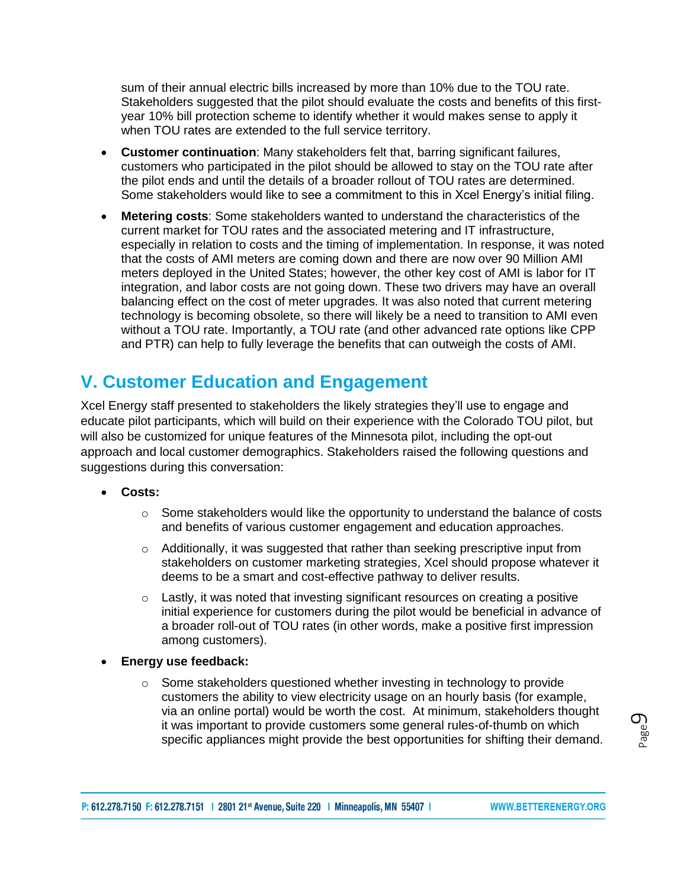sum of their annual electric bills increased by more than 10% due to the TOU rate. Stakeholders suggested that the pilot should evaluate the costs and benefits of this first-year 10% bill protection scheme to identify whether it would makes sense to apply it when TOU rates are extended to the full service territory.

- **Customer continuation**: Many stakeholders felt that, barring significant failures, customers who participated in the pilot should be allowed to stay on the TOU rate after the pilot ends and until the details of a broader rollout of TOU rates are determined. Some stakeholders would like to see a commitment to this in Xcel Energy's initial filing.
- **Metering costs**: Some stakeholders wanted to understand the characteristics of the current market for TOU rates and the associated metering and IT infrastructure, especially in relation to costs and the timing of implementation. In response, it was noted that the costs of AMI meters are coming down and there are now over 90 Million AMI meters deployed in the United States; however, the other key cost of AMI is labor for IT integration, and labor costs are not going down. These two drivers may have an overall balancing effect on the cost of meter upgrades. It was also noted that current metering technology is becoming obsolete, so there will likely be a need to transition to AMI even without a TOU rate. Importantly, a TOU rate (and other advanced rate options like CPP and PTR) can help to fully leverage the benefits that can outweigh the costs of AMI.

## V. Customer Education and Engagement

Xcel Energy staff presented to stakeholders the likely strategies they'll use to engage and educate pilot participants, which will build on their experience with the Colorado TOU pilot, but will also be customized for unique features of the Minnesota pilot, including the opt-out approach and local customer demographics. Stakeholders raised the following questions and suggestions during this conversation:

- **Costs:**
  - Some stakeholders would like the opportunity to understand the balance of costs and benefits of various customer engagement and education approaches.
  - Additionally, it was suggested that rather than seeking prescriptive input from stakeholders on customer marketing strategies, Xcel should propose whatever it deems to be a smart and cost-effective pathway to deliver results.
  - Lastly, it was noted that investing significant resources on creating a positive initial experience for customers during the pilot would be beneficial in advance of a broader roll-out of TOU rates (in other words, make a positive first impression among customers).
- **Energy use feedback:**
  - Some stakeholders questioned whether investing in technology to provide customers the ability to view electricity usage on an hourly basis (for example, via an online portal) would be worth the cost. At minimum, stakeholders thought it was important to provide customers some general rules-of-thumb on which specific appliances might provide the best opportunities for shifting their demand.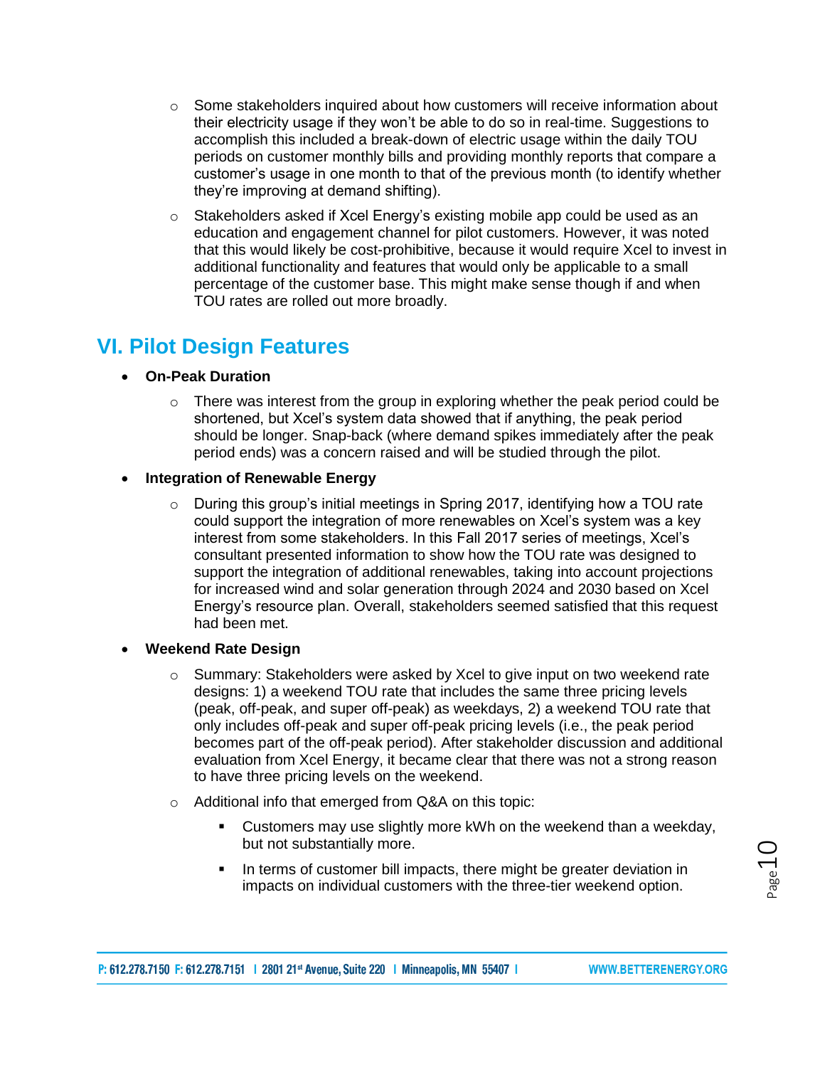- Some stakeholders inquired about how customers will receive information about their electricity usage if they won't be able to do so in real-time. Suggestions to accomplish this included a break-down of electric usage within the daily TOU periods on customer monthly bills and providing monthly reports that compare a customer's usage in one month to that of the previous month (to identify whether they're improving at demand shifting).
- Stakeholders asked if Xcel Energy's existing mobile app could be used as an education and engagement channel for pilot customers. However, it was noted that this would likely be cost-prohibitive, because it would require Xcel to invest in additional functionality and features that would only be applicable to a small percentage of the customer base. This might make sense though if and when TOU rates are rolled out more broadly.

## VI. Pilot Design Features

- **On-Peak Duration**
  - There was interest from the group in exploring whether the peak period could be shortened, but Xcel's system data showed that if anything, the peak period should be longer. Snap-back (where demand spikes immediately after the peak period ends) was a concern raised and will be studied through the pilot.
- **Integration of Renewable Energy**
  - During this group's initial meetings in Spring 2017, identifying how a TOU rate could support the integration of more renewables on Xcel's system was a key interest from some stakeholders. In this Fall 2017 series of meetings, Xcel's consultant presented information to show how the TOU rate was designed to support the integration of additional renewables, taking into account projections for increased wind and solar generation through 2024 and 2030 based on Xcel Energy's resource plan. Overall, stakeholders seemed satisfied that this request had been met.
- **Weekend Rate Design**
  - Summary: Stakeholders were asked by Xcel to give input on two weekend rate designs: 1) a weekend TOU rate that includes the same three pricing levels (peak, off-peak, and super off-peak) as weekdays, 2) a weekend TOU rate that only includes off-peak and super off-peak pricing levels (i.e., the peak period becomes part of the off-peak period). After stakeholder discussion and additional evaluation from Xcel Energy, it became clear that there was not a strong reason to have three pricing levels on the weekend.
  - Additional info that emerged from Q&A on this topic:
    - Customers may use slightly more kWh on the weekend than a weekday, but not substantially more.
    - In terms of customer bill impacts, there might be greater deviation in impacts on individual customers with the three-tier weekend option.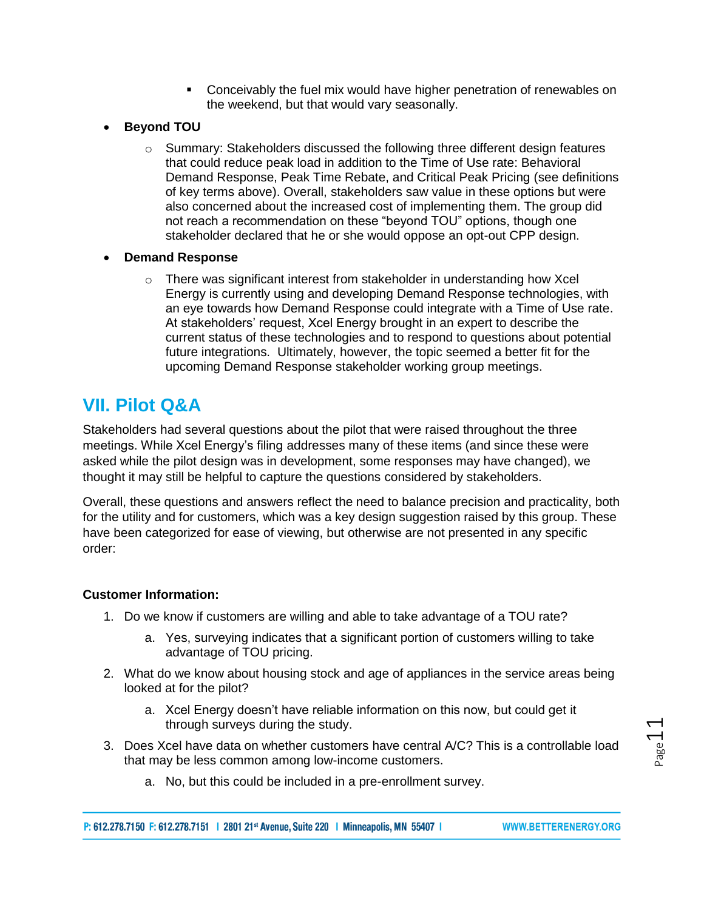- Conceivably the fuel mix would have higher penetration of renewables on the weekend, but that would vary seasonally.

- **Beyond TOU**
    - Summary: Stakeholders discussed the following three different design features that could reduce peak load in addition to the Time of Use rate: Behavioral Demand Response, Peak Time Rebate, and Critical Peak Pricing (see definitions of key terms above). Overall, stakeholders saw value in these options but were also concerned about the increased cost of implementing them. The group did not reach a recommendation on these "beyond TOU" options, though one stakeholder declared that he or she would oppose an opt-out CPP design.
- **Demand Response**
    - There was significant interest from stakeholder in understanding how Xcel Energy is currently using and developing Demand Response technologies, with an eye towards how Demand Response could integrate with a Time of Use rate. At stakeholders' request, Xcel Energy brought in an expert to describe the current status of these technologies and to respond to questions about potential future integrations. Ultimately, however, the topic seemed a better fit for the upcoming Demand Response stakeholder working group meetings.

## VII. Pilot Q&A

Stakeholders had several questions about the pilot that were raised throughout the three meetings. While Xcel Energy's filing addresses many of these items (and since these were asked while the pilot design was in development, some responses may have changed), we thought it may still be helpful to capture the questions considered by stakeholders.

Overall, these questions and answers reflect the need to balance precision and practicality, both for the utility and for customers, which was a key design suggestion raised by this group. These have been categorized for ease of viewing, but otherwise are not presented in any specific order:

**Customer Information:**

1. Do we know if customers are willing and able to take advantage of a TOU rate?
    a. Yes, surveying indicates that a significant portion of customers willing to take advantage of TOU pricing.
2. What do we know about housing stock and age of appliances in the service areas being looked at for the pilot?
    a. Xcel Energy doesn't have reliable information on this now, but could get it through surveys during the study.
3. Does Xcel have data on whether customers have central A/C? This is a controllable load that may be less common among low-income customers.
    a. No, but this could be included in a pre-enrollment survey.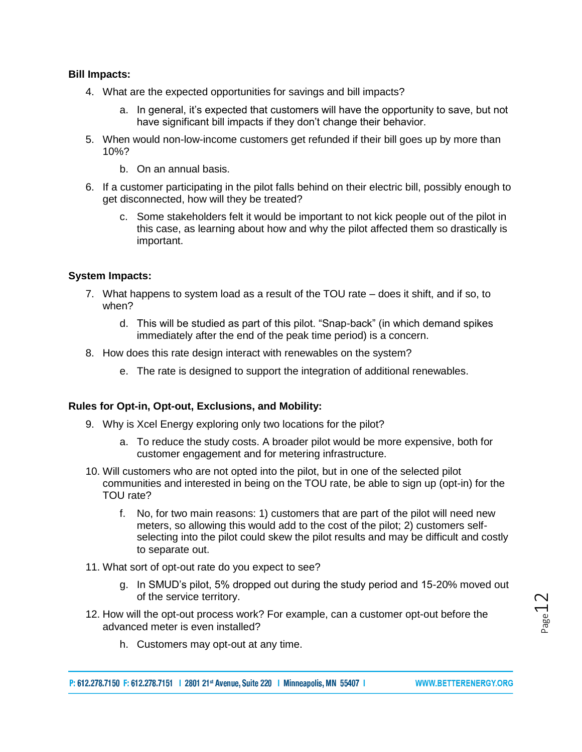**Bill Impacts:**

4. What are the expected opportunities for savings and bill impacts?

    a. In general, it's expected that customers will have the opportunity to save, but not have significant bill impacts if they don't change their behavior.

5. When would non-low-income customers get refunded if their bill goes up by more than 10%?

    b. On an annual basis.

6. If a customer participating in the pilot falls behind on their electric bill, possibly enough to get disconnected, how will they be treated?

    c. Some stakeholders felt it would be important to not kick people out of the pilot in this case, as learning about how and why the pilot affected them so drastically is important.

**System Impacts:**

7. What happens to system load as a result of the TOU rate – does it shift, and if so, to when?

    d. This will be studied as part of this pilot. "Snap-back" (in which demand spikes immediately after the end of the peak time period) is a concern.

8. How does this rate design interact with renewables on the system?

    e. The rate is designed to support the integration of additional renewables.

**Rules for Opt-in, Opt-out, Exclusions, and Mobility:**

9. Why is Xcel Energy exploring only two locations for the pilot?

    a. To reduce the study costs. A broader pilot would be more expensive, both for customer engagement and for metering infrastructure.

10. Will customers who are not opted into the pilot, but in one of the selected pilot communities and interested in being on the TOU rate, be able to sign up (opt-in) for the TOU rate?

    f. No, for two main reasons: 1) customers that are part of the pilot will need new meters, so allowing this would add to the cost of the pilot; 2) customers self-selecting into the pilot could skew the pilot results and may be difficult and costly to separate out.

11. What sort of opt-out rate do you expect to see?

    g. In SMUD's pilot, 5% dropped out during the study period and 15-20% moved out of the service territory.

12. How will the opt-out process work? For example, can a customer opt-out before the advanced meter is even installed?

    h. Customers may opt-out at any time.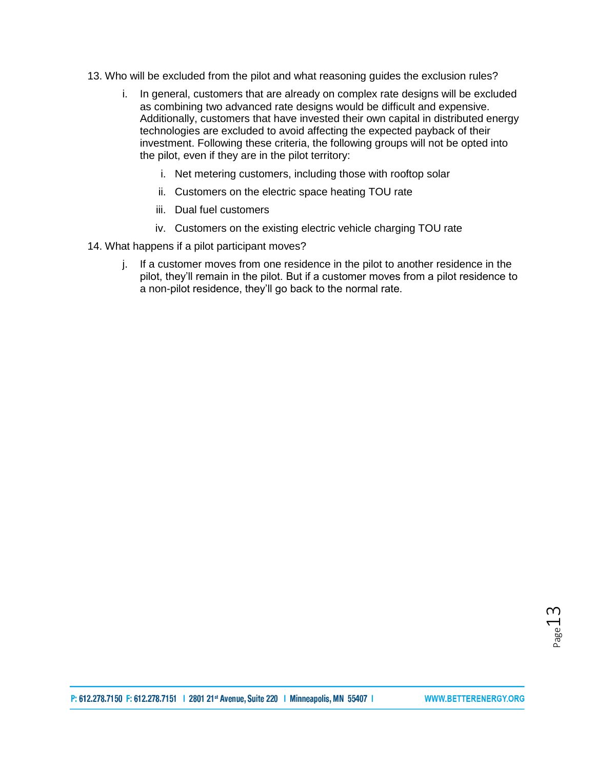13. Who will be excluded from the pilot and what reasoning guides the exclusion rules?

    i. In general, customers that are already on complex rate designs will be excluded as combining two advanced rate designs would be difficult and expensive. Additionally, customers that have invested their own capital in distributed energy technologies are excluded to avoid affecting the expected payback of their investment. Following these criteria, the following groups will not be opted into the pilot, even if they are in the pilot territory:

        i. Net metering customers, including those with rooftop solar
        ii. Customers on the electric space heating TOU rate
        iii. Dual fuel customers
        iv. Customers on the existing electric vehicle charging TOU rate

14. What happens if a pilot participant moves?

    j. If a customer moves from one residence in the pilot to another residence in the pilot, they'll remain in the pilot. But if a customer moves from a pilot residence to a non-pilot residence, they'll go back to the normal rate.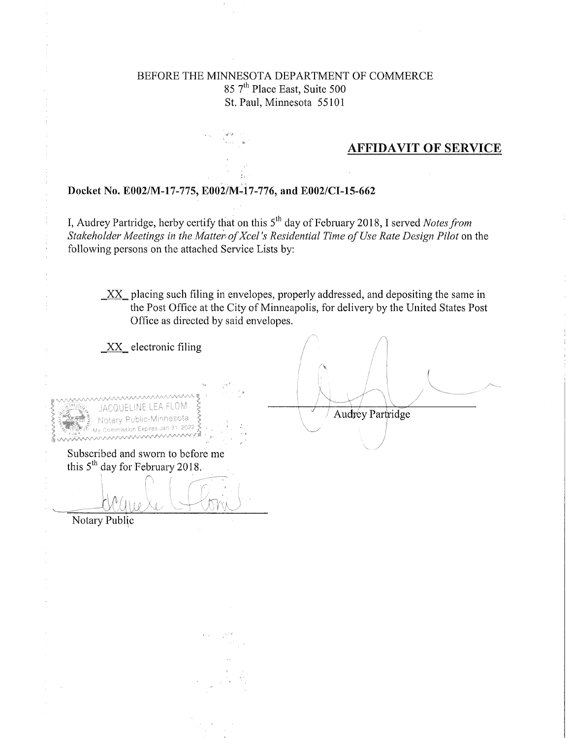BEFORE THE MINNESOTA DEPARTMENT OF COMMERCE
85 7th Place East, Suite 500
St. Paul, Minnesota 55101

## AFFIDAVIT OF SERVICE

**Docket No. E002/M-17-775, E002/M-17-776, and E002/CI-15-662**

I, Audrey Partridge, herby certify that on this 5th day of February 2018, I served *Notes from Stakeholder Meetings in the Matter of Xcel's Residential Time of Use Rate Design Pilot* on the following persons on the attached Service Lists by:

_XX_ placing such filing in envelopes, properly addressed, and depositing the same in the Post Office at the City of Minneapolis, for delivery by the United States Post Office as directed by said envelopes.

_XX_ electronic filing

Audrey Partridge

JACQUELINE LEA FLOM
Notary Public-Minnesota
My Commission Expires Jan 31, 2022

Subscribed and sworn to before me
this 5th day for February 2018.

Notary Public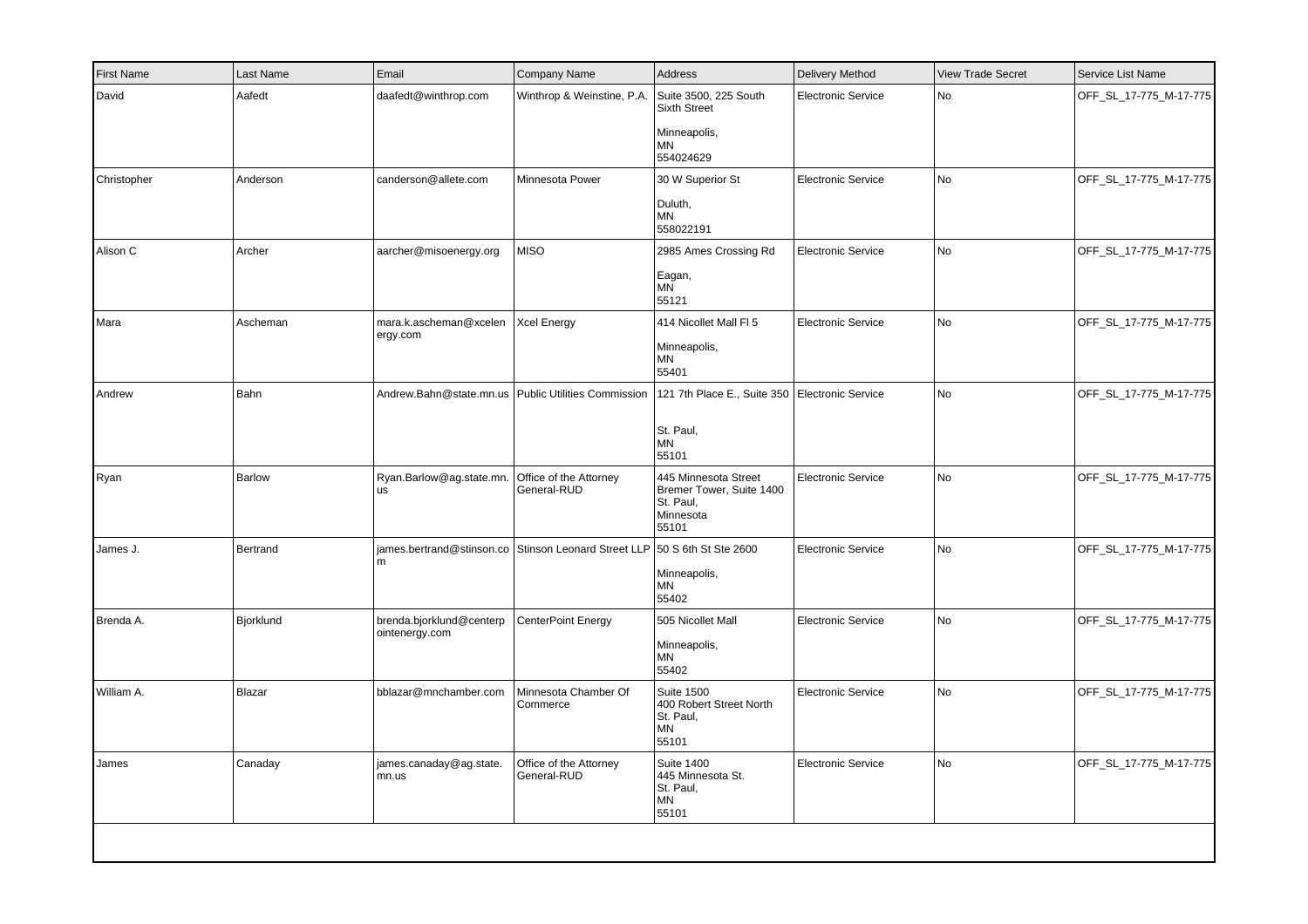| First Name | Last Name | Email | Company Name | Address | Delivery Method | View Trade Secret | Service List Name |
|---|---|---|---|---|---|---|---|
| David | Aafedt | daafedt@winthrop.com | Winthrop & Weinstine, P.A. | Suite 3500, 225 South Sixth Street<br><br>Minneapolis, MN 554024629 | Electronic Service | No | OFF_SL_17-775_M-17-775 |
| Christopher | Anderson | canderson@allete.com | Minnesota Power | 30 W Superior St<br><br>Duluth, MN 558022191 | Electronic Service | No | OFF_SL_17-775_M-17-775 |
| Alison C | Archer | aarcher@misoenergy.org | MISO | 2985 Ames Crossing Rd<br><br>Eagan, MN 55121 | Electronic Service | No | OFF_SL_17-775_M-17-775 |
| Mara | Ascheman | mara.k.ascheman@xcelenergy.com | Xcel Energy | 414 Nicollet Mall Fl 5<br><br>Minneapolis, MN 55401 | Electronic Service | No | OFF_SL_17-775_M-17-775 |
| Andrew | Bahn | Andrew.Bahn@state.mn.us | Public Utilities Commission | 121 7th Place E., Suite 350<br><br>St. Paul, MN 55101 | Electronic Service | No | OFF_SL_17-775_M-17-775 |
| Ryan | Barlow | Ryan.Barlow@ag.state.mn.us | Office of the Attorney General-RUD | 445 Minnesota Street Bremer Tower, Suite 1400 St. Paul, Minnesota 55101 | Electronic Service | No | OFF_SL_17-775_M-17-775 |
| James J. | Bertrand | james.bertrand@stinson.com | Stinson Leonard Street LLP | 50 S 6th St Ste 2600<br><br>Minneapolis, MN 55402 | Electronic Service | No | OFF_SL_17-775_M-17-775 |
| Brenda A. | Bjorklund | brenda.bjorklund@centerpointenergy.com | CenterPoint Energy | 505 Nicollet Mall<br><br>Minneapolis, MN 55402 | Electronic Service | No | OFF_SL_17-775_M-17-775 |
| William A. | Blazar | bblazar@mnchamber.com | Minnesota Chamber Of Commerce | Suite 1500 400 Robert Street North St. Paul, MN 55101 | Electronic Service | No | OFF_SL_17-775_M-17-775 |
| James | Canaday | james.canaday@ag.state.mn.us | Office of the Attorney General-RUD | Suite 1400 445 Minnesota St. St. Paul, MN 55101 | Electronic Service | No | OFF_SL_17-775_M-17-775 |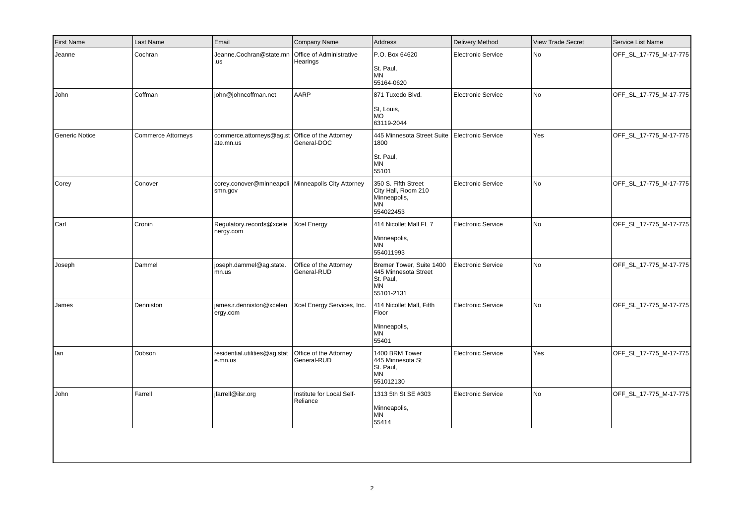| First Name | Last Name | Email | Company Name | Address | Delivery Method | View Trade Secret | Service List Name |
|---|---|---|---|---|---|---|---|
| Jeanne | Cochran | Jeanne.Cochran@state.mn.us | Office of Administrative Hearings | P.O. Box 64620<br>St. Paul,<br>MN<br>55164-0620 | Electronic Service | No | OFF_SL_17-775_M-17-775 |
| John | Coffman | john@johncoffman.net | AARP | 871 Tuxedo Blvd.<br>St, Louis,<br>MO<br>63119-2044 | Electronic Service | No | OFF_SL_17-775_M-17-775 |
| Generic Notice | Commerce Attorneys | commerce.attorneys@ag.state.mn.us | Office of the Attorney General-DOC | 445 Minnesota Street Suite 1800<br>St. Paul,<br>MN<br>55101 | Electronic Service | Yes | OFF_SL_17-775_M-17-775 |
| Corey | Conover | corey.conover@minneapolismn.gov | Minneapolis City Attorney | 350 S. Fifth Street<br>City Hall, Room 210<br>Minneapolis,<br>MN<br>554022453 | Electronic Service | No | OFF_SL_17-775_M-17-775 |
| Carl | Cronin | Regulatory.records@xcelenergy.com | Xcel Energy | 414 Nicollet Mall FL 7<br>Minneapolis,<br>MN<br>554011993 | Electronic Service | No | OFF_SL_17-775_M-17-775 |
| Joseph | Dammel | joseph.dammel@ag.state.mn.us | Office of the Attorney General-RUD | Bremer Tower, Suite 1400<br>445 Minnesota Street<br>St. Paul,<br>MN<br>55101-2131 | Electronic Service | No | OFF_SL_17-775_M-17-775 |
| James | Denniston | james.r.denniston@xcelenergy.com | Xcel Energy Services, Inc. | 414 Nicollet Mall, Fifth Floor<br>Minneapolis,<br>MN<br>55401 | Electronic Service | No | OFF_SL_17-775_M-17-775 |
| Ian | Dobson | residential.utilities@ag.state.mn.us | Office of the Attorney General-RUD | 1400 BRM Tower<br>445 Minnesota St<br>St. Paul,<br>MN<br>551012130 | Electronic Service | Yes | OFF_SL_17-775_M-17-775 |
| John | Farrell | jfarrell@ilsr.org | Institute for Local Self-Reliance | 1313 5th St SE #303<br>Minneapolis,<br>MN<br>55414 | Electronic Service | No | OFF_SL_17-775_M-17-775 |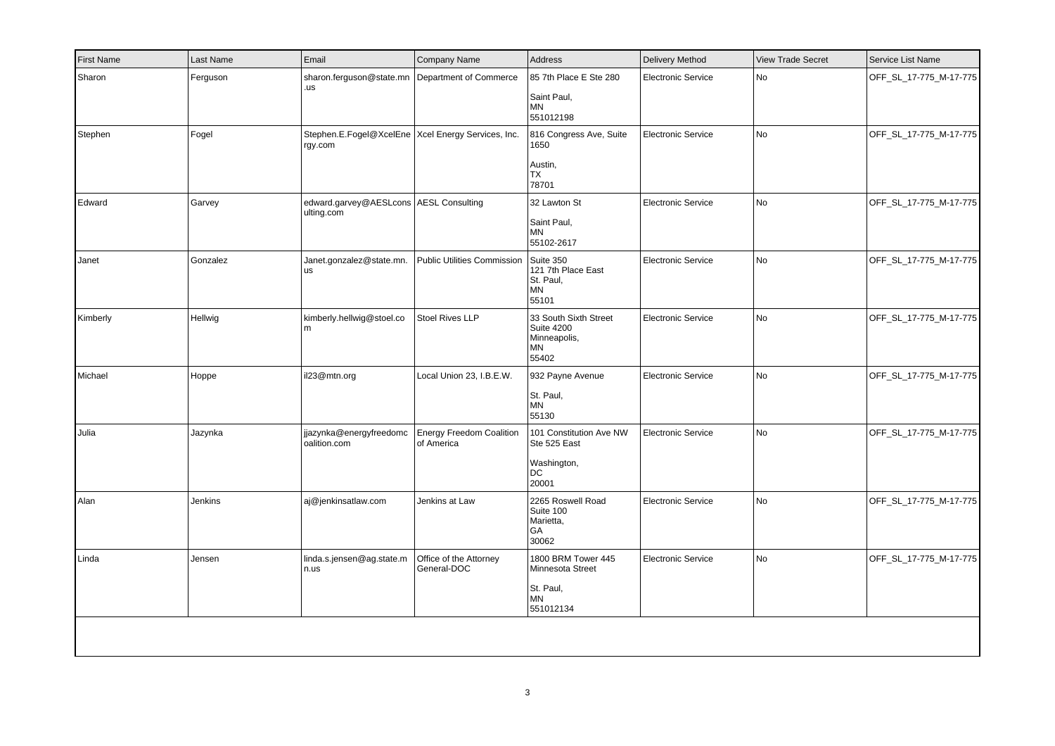| First Name | Last Name | Email | Company Name | Address | Delivery Method | View Trade Secret | Service List Name |
|---|---|---|---|---|---|---|---|
| Sharon | Ferguson | sharon.ferguson@state.mn.us | Department of Commerce | 85 7th Place E Ste 280<br><br>Saint Paul,<br>MN<br>551012198 | Electronic Service | No | OFF_SL_17-775_M-17-775 |
| Stephen | Fogel | Stephen.E.Fogel@XcelEnergy.com | Xcel Energy Services, Inc. | 816 Congress Ave, Suite 1650<br><br>Austin,<br>TX<br>78701 | Electronic Service | No | OFF_SL_17-775_M-17-775 |
| Edward | Garvey | edward.garvey@AESLconsulting.com | AESL Consulting | 32 Lawton St<br><br>Saint Paul,<br>MN<br>55102-2617 | Electronic Service | No | OFF_SL_17-775_M-17-775 |
| Janet | Gonzalez | Janet.gonzalez@state.mn.us | Public Utilities Commission | Suite 350<br>121 7th Place East<br>St. Paul,<br>MN<br>55101 | Electronic Service | No | OFF_SL_17-775_M-17-775 |
| Kimberly | Hellwig | kimberly.hellwig@stoel.com | Stoel Rives LLP | 33 South Sixth Street<br>Suite 4200<br>Minneapolis,<br>MN<br>55402 | Electronic Service | No | OFF_SL_17-775_M-17-775 |
| Michael | Hoppe | il23@mtn.org | Local Union 23, I.B.E.W. | 932 Payne Avenue<br><br>St. Paul,<br>MN<br>55130 | Electronic Service | No | OFF_SL_17-775_M-17-775 |
| Julia | Jazynka | jjazynka@energyfreedomcoalition.com | Energy Freedom Coalition of America | 101 Constitution Ave NW Ste 525 East<br><br>Washington,<br>DC<br>20001 | Electronic Service | No | OFF_SL_17-775_M-17-775 |
| Alan | Jenkins | aj@jenkinsatlaw.com | Jenkins at Law | 2265 Roswell Road<br>Suite 100<br>Marietta,<br>GA<br>30062 | Electronic Service | No | OFF_SL_17-775_M-17-775 |
| Linda | Jensen | linda.s.jensen@ag.state.mn.us | Office of the Attorney General-DOC | 1800 BRM Tower 445 Minnesota Street<br><br>St. Paul,<br>MN<br>551012134 | Electronic Service | No | OFF_SL_17-775_M-17-775 |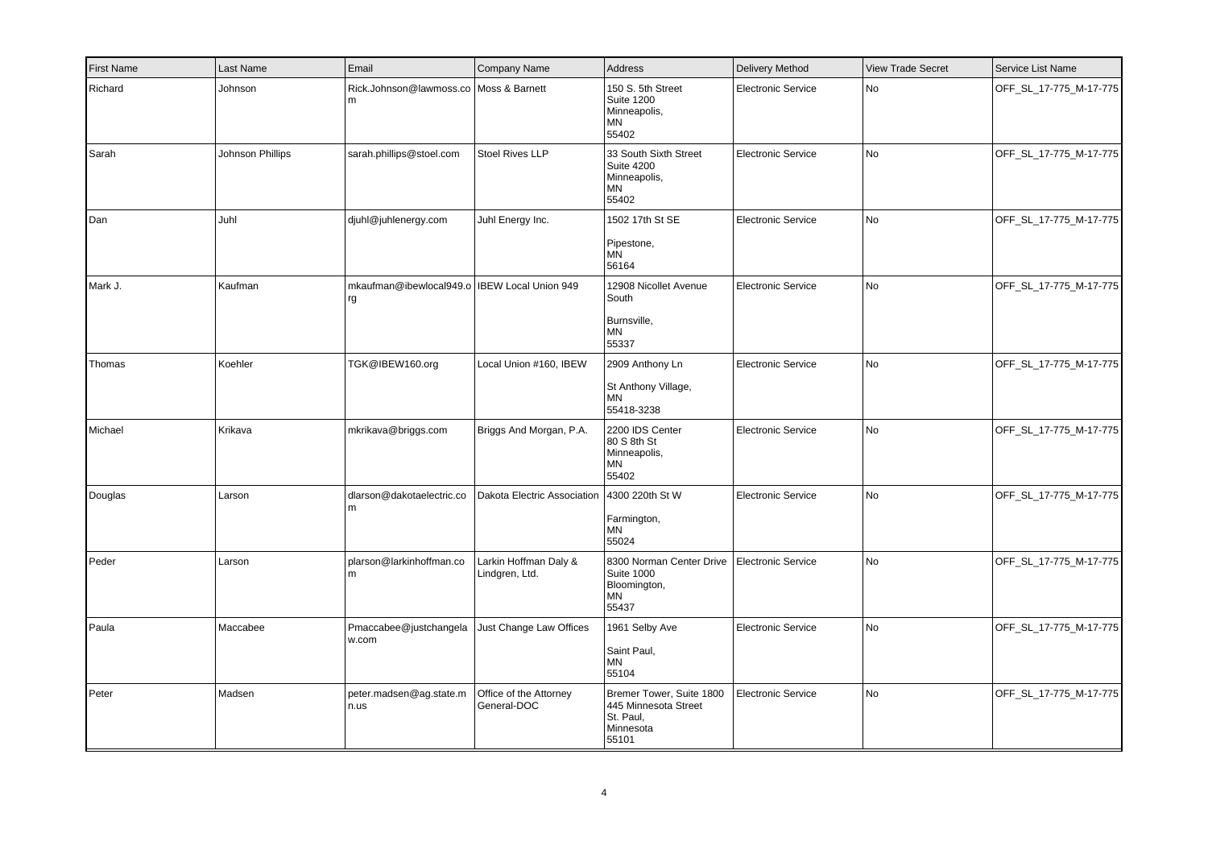| First Name | Last Name | Email | Company Name | Address | Delivery Method | View Trade Secret | Service List Name |
|---|---|---|---|---|---|---|---|
| Richard | Johnson | Rick.Johnson@lawmoss.com | Moss & Barnett | 150 S. 5th Street Suite 1200 Minneapolis, MN 55402 | Electronic Service | No | OFF_SL_17-775_M-17-775 |
| Sarah | Johnson Phillips | sarah.phillips@stoel.com | Stoel Rives LLP | 33 South Sixth Street Suite 4200 Minneapolis, MN 55402 | Electronic Service | No | OFF_SL_17-775_M-17-775 |
| Dan | Juhl | djuhl@juhlenergy.com | Juhl Energy Inc. | 1502 17th St SE Pipestone, MN 56164 | Electronic Service | No | OFF_SL_17-775_M-17-775 |
| Mark J. | Kaufman | mkaufman@ibewlocal949.org | IBEW Local Union 949 | 12908 Nicollet Avenue South Burnsville, MN 55337 | Electronic Service | No | OFF_SL_17-775_M-17-775 |
| Thomas | Koehler | TGK@IBEW160.org | Local Union #160, IBEW | 2909 Anthony Ln St Anthony Village, MN 55418-3238 | Electronic Service | No | OFF_SL_17-775_M-17-775 |
| Michael | Krikava | mkrikava@briggs.com | Briggs And Morgan, P.A. | 2200 IDS Center 80 S 8th St Minneapolis, MN 55402 | Electronic Service | No | OFF_SL_17-775_M-17-775 |
| Douglas | Larson | dlarson@dakotaelectric.com | Dakota Electric Association | 4300 220th St W Farmington, MN 55024 | Electronic Service | No | OFF_SL_17-775_M-17-775 |
| Peder | Larson | plarson@larkinhoffman.com | Larkin Hoffman Daly & Lindgren, Ltd. | 8300 Norman Center Drive Suite 1000 Bloomington, MN 55437 | Electronic Service | No | OFF_SL_17-775_M-17-775 |
| Paula | Maccabee | Pmaccabee@justchangelaw.com | Just Change Law Offices | 1961 Selby Ave Saint Paul, MN 55104 | Electronic Service | No | OFF_SL_17-775_M-17-775 |
| Peter | Madsen | peter.madsen@ag.state.mn.us | Office of the Attorney General-DOC | Bremer Tower, Suite 1800 445 Minnesota Street St. Paul, Minnesota 55101 | Electronic Service | No | OFF_SL_17-775_M-17-775 |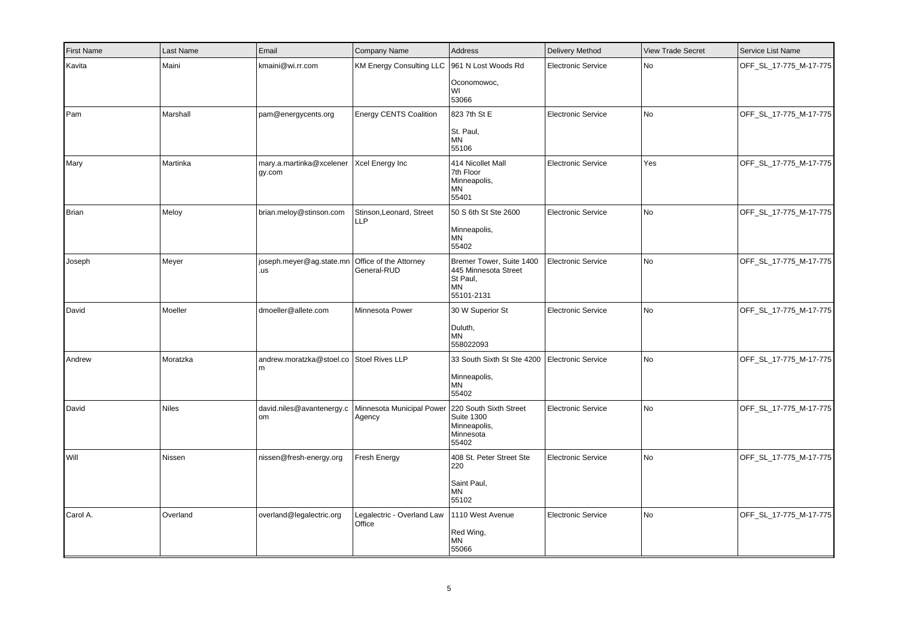| First Name | Last Name | Email | Company Name | Address | Delivery Method | View Trade Secret | Service List Name |
|---|---|---|---|---|---|---|---|
| Kavita | Maini | kmaini@wi.rr.com | KM Energy Consulting LLC | 961 N Lost Woods Rd<br><br>Oconomowoc,<br>WI<br>53066 | Electronic Service | No | OFF_SL_17-775_M-17-775 |
| Pam | Marshall | pam@energycents.org | Energy CENTS Coalition | 823 7th St E<br><br>St. Paul,<br>MN<br>55106 | Electronic Service | No | OFF_SL_17-775_M-17-775 |
| Mary | Martinka | mary.a.martinka@xcelenergy.com | Xcel Energy Inc | 414 Nicollet Mall<br>7th Floor<br>Minneapolis,<br>MN<br>55401 | Electronic Service | Yes | OFF_SL_17-775_M-17-775 |
| Brian | Meloy | brian.meloy@stinson.com | Stinson,Leonard, Street LLP | 50 S 6th St Ste 2600<br><br>Minneapolis,<br>MN<br>55402 | Electronic Service | No | OFF_SL_17-775_M-17-775 |
| Joseph | Meyer | joseph.meyer@ag.state.mn.us | Office of the Attorney General-RUD | Bremer Tower, Suite 1400<br>445 Minnesota Street<br>St Paul,<br>MN<br>55101-2131 | Electronic Service | No | OFF_SL_17-775_M-17-775 |
| David | Moeller | dmoeller@allete.com | Minnesota Power | 30 W Superior St<br><br>Duluth,<br>MN<br>558022093 | Electronic Service | No | OFF_SL_17-775_M-17-775 |
| Andrew | Moratzka | andrew.moratzka@stoel.com | Stoel Rives LLP | 33 South Sixth St Ste 4200<br><br>Minneapolis,<br>MN<br>55402 | Electronic Service | No | OFF_SL_17-775_M-17-775 |
| David | Niles | david.niles@avantenergy.com | Minnesota Municipal Power Agency | 220 South Sixth Street<br>Suite 1300<br>Minneapolis,<br>Minnesota<br>55402 | Electronic Service | No | OFF_SL_17-775_M-17-775 |
| Will | Nissen | nissen@fresh-energy.org | Fresh Energy | 408 St. Peter Street Ste 220<br><br>Saint Paul,<br>MN<br>55102 | Electronic Service | No | OFF_SL_17-775_M-17-775 |
| Carol A. | Overland | overland@legalectric.org | Legalectric - Overland Law Office | 1110 West Avenue<br><br>Red Wing,<br>MN<br>55066 | Electronic Service | No | OFF_SL_17-775_M-17-775 |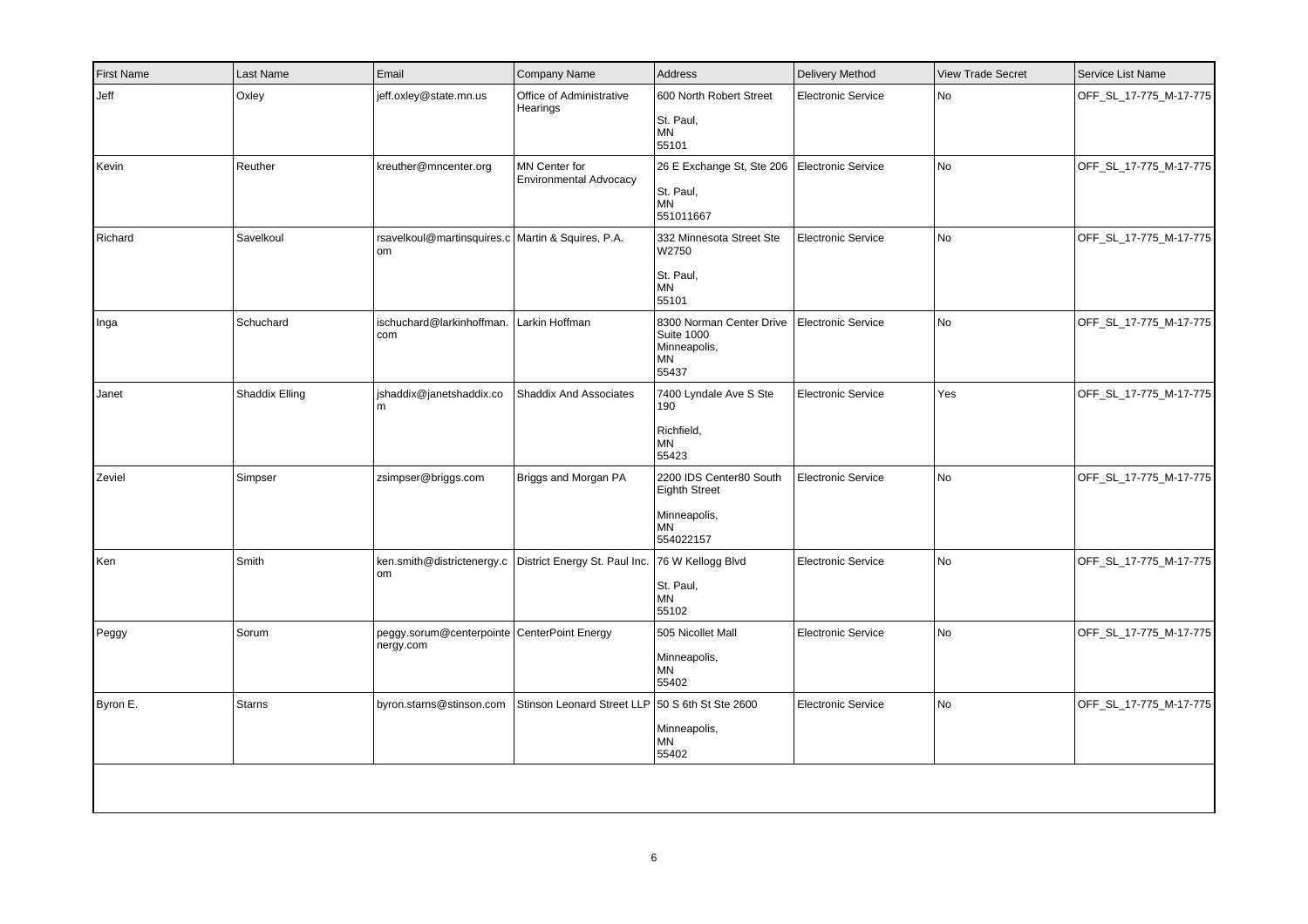| First Name | Last Name | Email | Company Name | Address | Delivery Method | View Trade Secret | Service List Name |
|---|---|---|---|---|---|---|---|
| Jeff | Oxley | jeff.oxley@state.mn.us | Office of Administrative Hearings | 600 North Robert Street<br><br>St. Paul,<br>MN<br>55101 | Electronic Service | No | OFF_SL_17-775_M-17-775 |
| Kevin | Reuther | kreuther@mncenter.org | MN Center for Environmental Advocacy | 26 E Exchange St, Ste 206<br><br>St. Paul,<br>MN<br>551011667 | Electronic Service | No | OFF_SL_17-775_M-17-775 |
| Richard | Savelkoul | rsavelkoul@martinsquires.com | Martin & Squires, P.A. | 332 Minnesota Street Ste W2750<br><br>St. Paul,<br>MN<br>55101 | Electronic Service | No | OFF_SL_17-775_M-17-775 |
| Inga | Schuchard | ischuchard@larkinhoffman.com | Larkin Hoffman | 8300 Norman Center Drive<br>Suite 1000<br>Minneapolis,<br>MN<br>55437 | Electronic Service | No | OFF_SL_17-775_M-17-775 |
| Janet | Shaddix Elling | jshaddix@janetshaddix.com | Shaddix And Associates | 7400 Lyndale Ave S Ste 190<br><br>Richfield,<br>MN<br>55423 | Electronic Service | Yes | OFF_SL_17-775_M-17-775 |
| Zeviel | Simpser | zsimpser@briggs.com | Briggs and Morgan PA | 2200 IDS Center80 South Eighth Street<br><br>Minneapolis,<br>MN<br>554022157 | Electronic Service | No | OFF_SL_17-775_M-17-775 |
| Ken | Smith | ken.smith@districtenergy.com | District Energy St. Paul Inc. | 76 W Kellogg Blvd<br><br>St. Paul,<br>MN<br>55102 | Electronic Service | No | OFF_SL_17-775_M-17-775 |
| Peggy | Sorum | peggy.sorum@centerpointenergy.com | CenterPoint Energy | 505 Nicollet Mall<br><br>Minneapolis,<br>MN<br>55402 | Electronic Service | No | OFF_SL_17-775_M-17-775 |
| Byron E. | Starns | byron.starns@stinson.com | Stinson Leonard Street LLP | 50 S 6th St Ste 2600<br><br>Minneapolis,<br>MN<br>55402 | Electronic Service | No | OFF_SL_17-775_M-17-775 |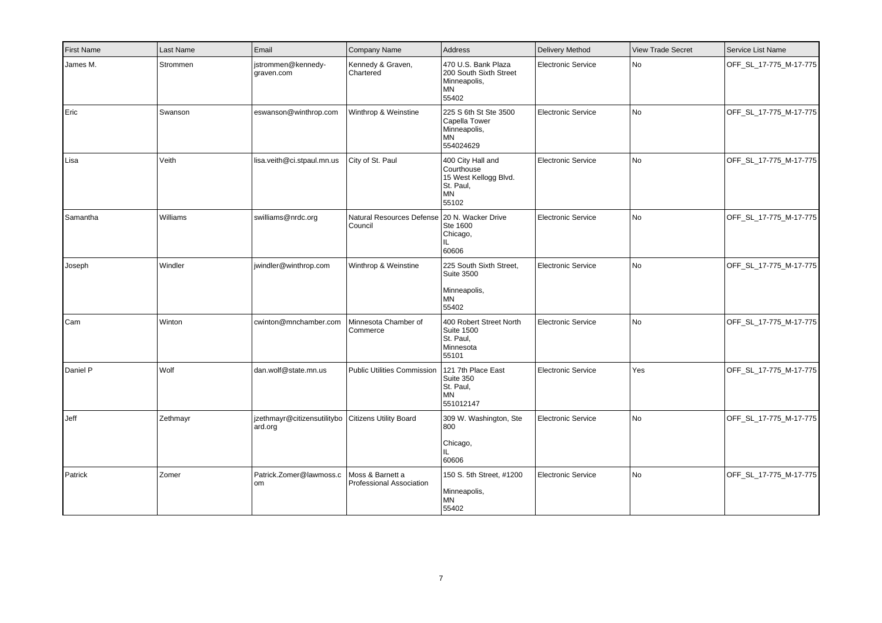| First Name | Last Name | Email | Company Name | Address | Delivery Method | View Trade Secret | Service List Name |
|---|---|---|---|---|---|---|---|
| James M. | Strommen | jstrommen@kennedy-graven.com | Kennedy & Graven, Chartered | 470 U.S. Bank Plaza 200 South Sixth Street Minneapolis, MN 55402 | Electronic Service | No | OFF_SL_17-775_M-17-775 |
| Eric | Swanson | eswanson@winthrop.com | Winthrop & Weinstine | 225 S 6th St Ste 3500 Capella Tower Minneapolis, MN 554024629 | Electronic Service | No | OFF_SL_17-775_M-17-775 |
| Lisa | Veith | lisa.veith@ci.stpaul.mn.us | City of St. Paul | 400 City Hall and Courthouse 15 West Kellogg Blvd. St. Paul, MN 55102 | Electronic Service | No | OFF_SL_17-775_M-17-775 |
| Samantha | Williams | swilliams@nrdc.org | Natural Resources Defense Council | 20 N. Wacker Drive Ste 1600 Chicago, IL 60606 | Electronic Service | No | OFF_SL_17-775_M-17-775 |
| Joseph | Windler | jwindler@winthrop.com | Winthrop & Weinstine | 225 South Sixth Street, Suite 3500 Minneapolis, MN 55402 | Electronic Service | No | OFF_SL_17-775_M-17-775 |
| Cam | Winton | cwinton@mnchamber.com | Minnesota Chamber of Commerce | 400 Robert Street North Suite 1500 St. Paul, Minnesota 55101 | Electronic Service | No | OFF_SL_17-775_M-17-775 |
| Daniel P | Wolf | dan.wolf@state.mn.us | Public Utilities Commission | 121 7th Place East Suite 350 St. Paul, MN 551012147 | Electronic Service | Yes | OFF_SL_17-775_M-17-775 |
| Jeff | Zethmayr | jzethmayr@citizensutilityboard.org | Citizens Utility Board | 309 W. Washington, Ste 800 Chicago, IL 60606 | Electronic Service | No | OFF_SL_17-775_M-17-775 |
| Patrick | Zomer | Patrick.Zomer@lawmoss.com | Moss & Barnett a Professional Association | 150 S. 5th Street, #1200 Minneapolis, MN 55402 | Electronic Service | No | OFF_SL_17-775_M-17-775 |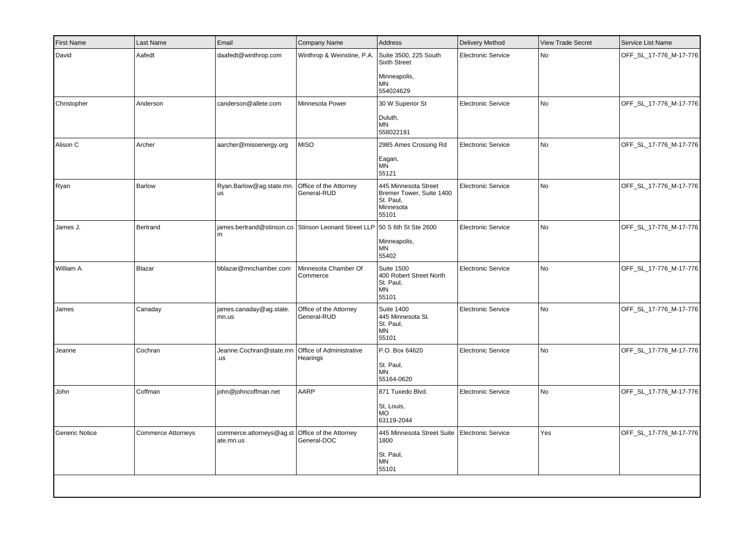| First Name | Last Name | Email | Company Name | Address | Delivery Method | View Trade Secret | Service List Name |
|---|---|---|---|---|---|---|---|
| David | Aafedt | daafedt@winthrop.com | Winthrop & Weinstine, P.A. | Suite 3500, 225 South Sixth Street<br>Minneapolis, MN 554024629 | Electronic Service | No | OFF_SL_17-776_M-17-776 |
| Christopher | Anderson | canderson@allete.com | Minnesota Power | 30 W Superior St<br>Duluth, MN 558022191 | Electronic Service | No | OFF_SL_17-776_M-17-776 |
| Alison C | Archer | aarcher@misoenergy.org | MISO | 2985 Ames Crossing Rd<br>Eagan, MN 55121 | Electronic Service | No | OFF_SL_17-776_M-17-776 |
| Ryan | Barlow | Ryan.Barlow@ag.state.mn.us | Office of the Attorney General-RUD | 445 Minnesota Street Bremer Tower, Suite 1400 St. Paul, Minnesota 55101 | Electronic Service | No | OFF_SL_17-776_M-17-776 |
| James J. | Bertrand | james.bertrand@stinson.com | Stinson Leonard Street LLP | 50 S 6th St Ste 2600<br>Minneapolis, MN 55402 | Electronic Service | No | OFF_SL_17-776_M-17-776 |
| William A. | Blazar | bblazar@mnchamber.com | Minnesota Chamber Of Commerce | Suite 1500<br>400 Robert Street North<br>St. Paul, MN 55101 | Electronic Service | No | OFF_SL_17-776_M-17-776 |
| James | Canaday | james.canaday@ag.state.mn.us | Office of the Attorney General-RUD | Suite 1400<br>445 Minnesota St.<br>St. Paul, MN 55101 | Electronic Service | No | OFF_SL_17-776_M-17-776 |
| Jeanne | Cochran | Jeanne.Cochran@state.mn.us | Office of Administrative Hearings | P.O. Box 64620<br>St. Paul, MN 55164-0620 | Electronic Service | No | OFF_SL_17-776_M-17-776 |
| John | Coffman | john@johncoffman.net | AARP | 871 Tuxedo Blvd.<br>St, Louis, MO 63119-2044 | Electronic Service | No | OFF_SL_17-776_M-17-776 |
| Generic Notice | Commerce Attorneys | commerce.attorneys@ag.state.mn.us | Office of the Attorney General-DOC | 445 Minnesota Street Suite 1800<br>St. Paul, MN 55101 | Electronic Service | Yes | OFF_SL_17-776_M-17-776 |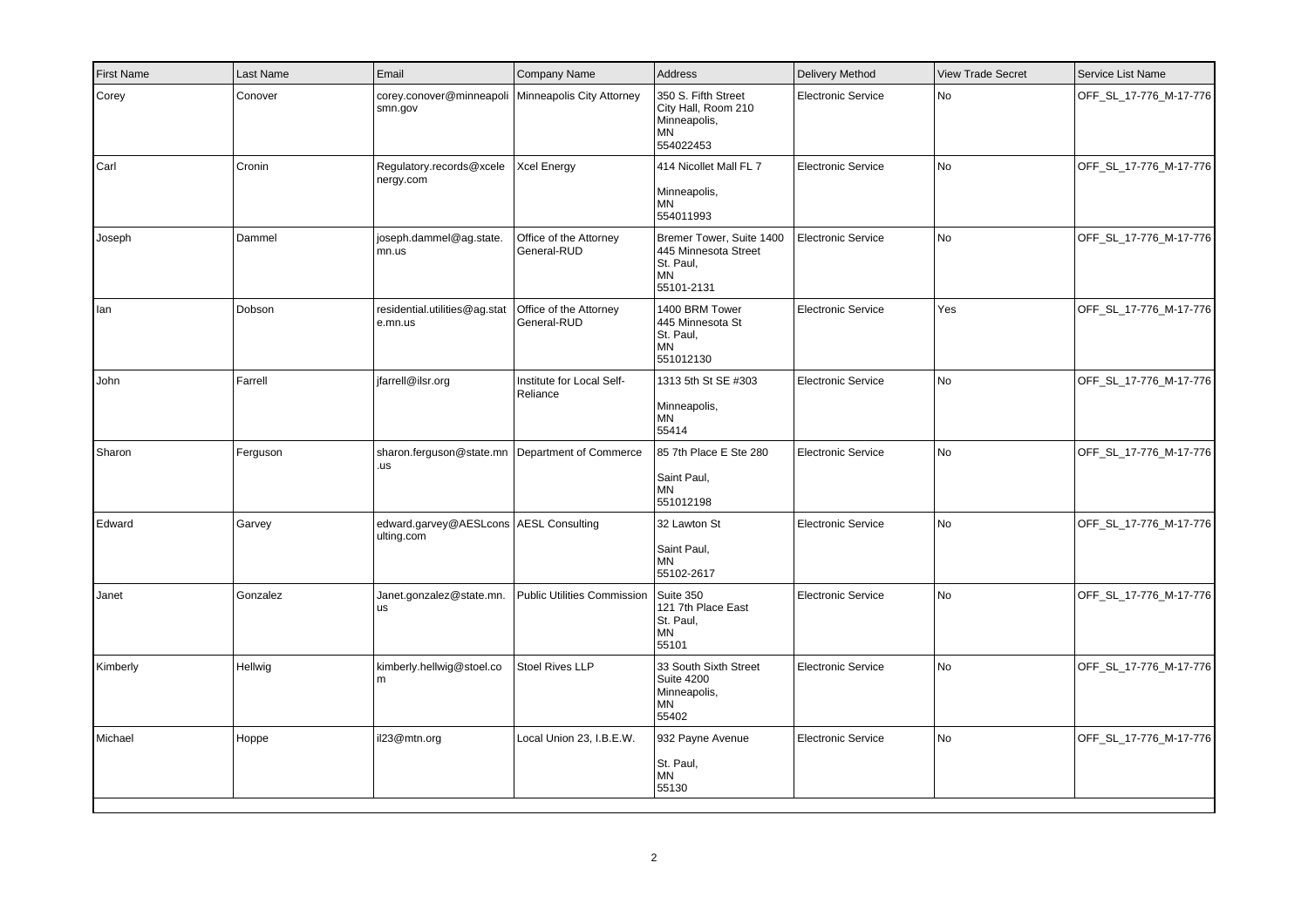| First Name | Last Name | Email | Company Name | Address | Delivery Method | View Trade Secret | Service List Name |
|---|---|---|---|---|---|---|---|
| Corey | Conover | corey.conover@minneapolismn.gov | Minneapolis City Attorney | 350 S. Fifth Street City Hall, Room 210 Minneapolis, MN 554022453 | Electronic Service | No | OFF_SL_17-776_M-17-776 |
| Carl | Cronin | Regulatory.records@xcelenergy.com | Xcel Energy | 414 Nicollet Mall FL 7 Minneapolis, MN 554011993 | Electronic Service | No | OFF_SL_17-776_M-17-776 |
| Joseph | Dammel | joseph.dammel@ag.state.mn.us | Office of the Attorney General-RUD | Bremer Tower, Suite 1400 445 Minnesota Street St. Paul, MN 55101-2131 | Electronic Service | No | OFF_SL_17-776_M-17-776 |
| Ian | Dobson | residential.utilities@ag.state.mn.us | Office of the Attorney General-RUD | 1400 BRM Tower 445 Minnesota St St. Paul, MN 551012130 | Electronic Service | Yes | OFF_SL_17-776_M-17-776 |
| John | Farrell | jfarrell@ilsr.org | Institute for Local Self-Reliance | 1313 5th St SE #303 Minneapolis, MN 55414 | Electronic Service | No | OFF_SL_17-776_M-17-776 |
| Sharon | Ferguson | sharon.ferguson@state.mn.us | Department of Commerce | 85 7th Place E Ste 280 Saint Paul, MN 551012198 | Electronic Service | No | OFF_SL_17-776_M-17-776 |
| Edward | Garvey | edward.garvey@AESLconsulting.com | AESL Consulting | 32 Lawton St Saint Paul, MN 55102-2617 | Electronic Service | No | OFF_SL_17-776_M-17-776 |
| Janet | Gonzalez | Janet.gonzalez@state.mn.us | Public Utilities Commission | Suite 350 121 7th Place East St. Paul, MN 55101 | Electronic Service | No | OFF_SL_17-776_M-17-776 |
| Kimberly | Hellwig | kimberly.hellwig@stoel.com | Stoel Rives LLP | 33 South Sixth Street Suite 4200 Minneapolis, MN 55402 | Electronic Service | No | OFF_SL_17-776_M-17-776 |
| Michael | Hoppe | il23@mtn.org | Local Union 23, I.B.E.W. | 932 Payne Avenue St. Paul, MN 55130 | Electronic Service | No | OFF_SL_17-776_M-17-776 |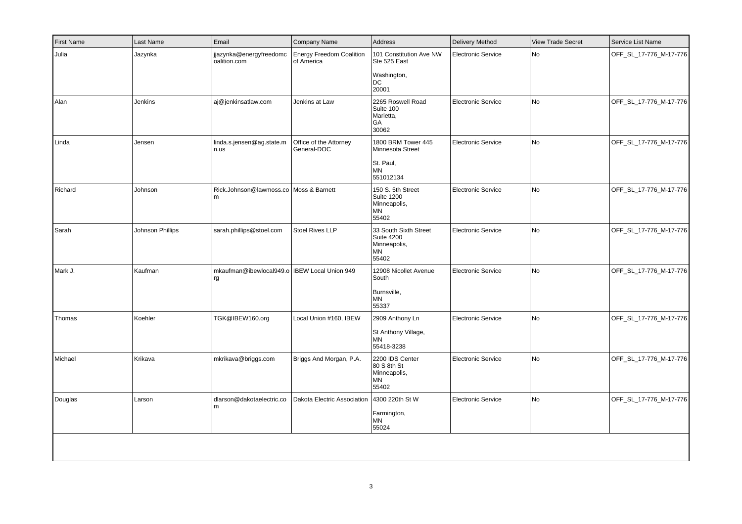| First Name | Last Name | Email | Company Name | Address | Delivery Method | View Trade Secret | Service List Name |
|---|---|---|---|---|---|---|---|
| Julia | Jazynka | jjazynka@energyfreedomcoalition.com | Energy Freedom Coalition of America | 101 Constitution Ave NW Ste 525 East<br><br>Washington, DC 20001 | Electronic Service | No | OFF_SL_17-776_M-17-776 |
| Alan | Jenkins | aj@jenkinsatlaw.com | Jenkins at Law | 2265 Roswell Road Suite 100 Marietta, GA 30062 | Electronic Service | No | OFF_SL_17-776_M-17-776 |
| Linda | Jensen | linda.s.jensen@ag.state.mn.us | Office of the Attorney General-DOC | 1800 BRM Tower 445 Minnesota Street<br><br>St. Paul, MN 551012134 | Electronic Service | No | OFF_SL_17-776_M-17-776 |
| Richard | Johnson | Rick.Johnson@lawmoss.com | Moss & Barnett | 150 S. 5th Street Suite 1200 Minneapolis, MN 55402 | Electronic Service | No | OFF_SL_17-776_M-17-776 |
| Sarah | Johnson Phillips | sarah.phillips@stoel.com | Stoel Rives LLP | 33 South Sixth Street Suite 4200 Minneapolis, MN 55402 | Electronic Service | No | OFF_SL_17-776_M-17-776 |
| Mark J. | Kaufman | mkaufman@ibewlocal949.org | IBEW Local Union 949 | 12908 Nicollet Avenue South<br><br>Burnsville, MN 55337 | Electronic Service | No | OFF_SL_17-776_M-17-776 |
| Thomas | Koehler | TGK@IBEW160.org | Local Union #160, IBEW | 2909 Anthony Ln<br><br>St Anthony Village, MN 55418-3238 | Electronic Service | No | OFF_SL_17-776_M-17-776 |
| Michael | Krikava | mkrikava@briggs.com | Briggs And Morgan, P.A. | 2200 IDS Center 80 S 8th St Minneapolis, MN 55402 | Electronic Service | No | OFF_SL_17-776_M-17-776 |
| Douglas | Larson | dlarson@dakotaelectric.com | Dakota Electric Association | 4300 220th St W<br><br>Farmington, MN 55024 | Electronic Service | No | OFF_SL_17-776_M-17-776 |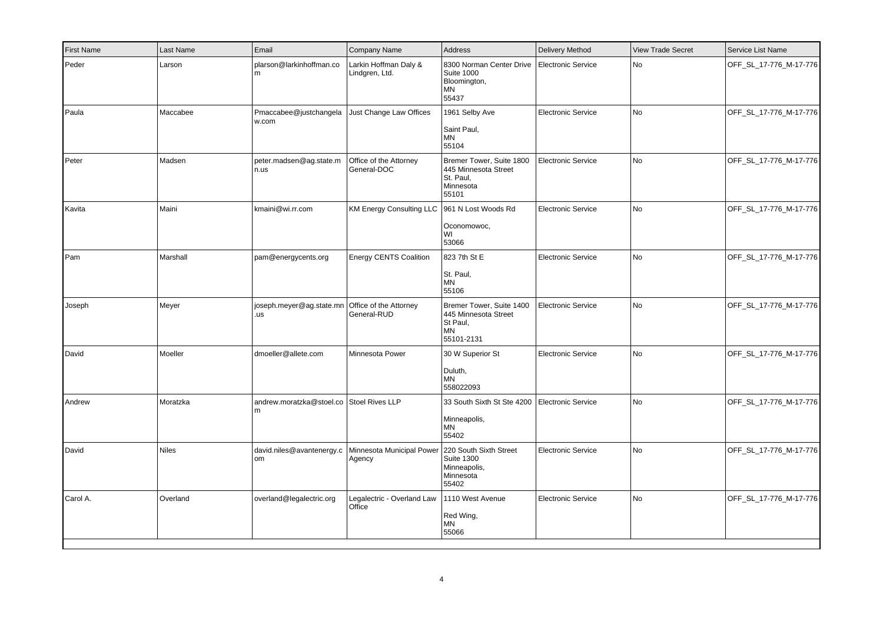| First Name | Last Name | Email | Company Name | Address | Delivery Method | View Trade Secret | Service List Name |
|---|---|---|---|---|---|---|---|
| Peder | Larson | plarson@larkinhoffman.com | Larkin Hoffman Daly & Lindgren, Ltd. | 8300 Norman Center Drive Suite 1000 Bloomington, MN 55437 | Electronic Service | No | OFF_SL_17-776_M-17-776 |
| Paula | Maccabee | Pmaccabee@justchangelaw.com | Just Change Law Offices | 1961 Selby Ave Saint Paul, MN 55104 | Electronic Service | No | OFF_SL_17-776_M-17-776 |
| Peter | Madsen | peter.madsen@ag.state.mn.us | Office of the Attorney General-DOC | Bremer Tower, Suite 1800 445 Minnesota Street St. Paul, Minnesota 55101 | Electronic Service | No | OFF_SL_17-776_M-17-776 |
| Kavita | Maini | kmaini@wi.rr.com | KM Energy Consulting LLC | 961 N Lost Woods Rd Oconomowoc, WI 53066 | Electronic Service | No | OFF_SL_17-776_M-17-776 |
| Pam | Marshall | pam@energycents.org | Energy CENTS Coalition | 823 7th St E St. Paul, MN 55106 | Electronic Service | No | OFF_SL_17-776_M-17-776 |
| Joseph | Meyer | joseph.meyer@ag.state.mn.us | Office of the Attorney General-RUD | Bremer Tower, Suite 1400 445 Minnesota Street St Paul, MN 55101-2131 | Electronic Service | No | OFF_SL_17-776_M-17-776 |
| David | Moeller | dmoeller@allete.com | Minnesota Power | 30 W Superior St Duluth, MN 558022093 | Electronic Service | No | OFF_SL_17-776_M-17-776 |
| Andrew | Moratzka | andrew.moratzka@stoel.com | Stoel Rives LLP | 33 South Sixth St Ste 4200 Minneapolis, MN 55402 | Electronic Service | No | OFF_SL_17-776_M-17-776 |
| David | Niles | david.niles@avantenergy.com | Minnesota Municipal Power Agency | 220 South Sixth Street Suite 1300 Minneapolis, Minnesota 55402 | Electronic Service | No | OFF_SL_17-776_M-17-776 |
| Carol A. | Overland | overland@legalectric.org | Legalectric - Overland Law Office | 1110 West Avenue Red Wing, MN 55066 | Electronic Service | No | OFF_SL_17-776_M-17-776 |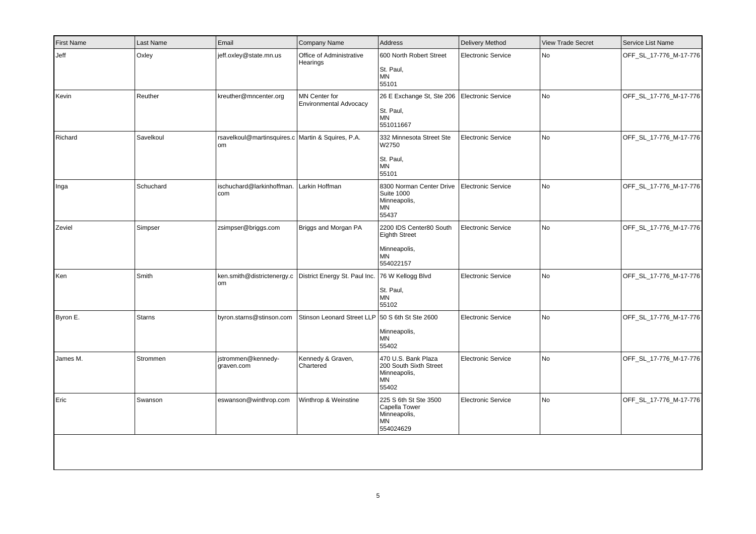| First Name | Last Name | Email | Company Name | Address | Delivery Method | View Trade Secret | Service List Name |
|---|---|---|---|---|---|---|---|
| Jeff | Oxley | jeff.oxley@state.mn.us | Office of Administrative Hearings | 600 North Robert Street<br><br>St. Paul,<br>MN<br>55101 | Electronic Service | No | OFF_SL_17-776_M-17-776 |
| Kevin | Reuther | kreuther@mncenter.org | MN Center for Environmental Advocacy | 26 E Exchange St, Ste 206<br><br>St. Paul,<br>MN<br>551011667 | Electronic Service | No | OFF_SL_17-776_M-17-776 |
| Richard | Savelkoul | rsavelkoul@martinsquires.com | Martin & Squires, P.A. | 332 Minnesota Street Ste W2750<br><br>St. Paul,<br>MN<br>55101 | Electronic Service | No | OFF_SL_17-776_M-17-776 |
| Inga | Schuchard | ischuchard@larkinhoffman.com | Larkin Hoffman | 8300 Norman Center Drive<br>Suite 1000<br>Minneapolis,<br>MN<br>55437 | Electronic Service | No | OFF_SL_17-776_M-17-776 |
| Zeviel | Simpser | zsimpser@briggs.com | Briggs and Morgan PA | 2200 IDS Center80 South Eighth Street<br><br>Minneapolis,<br>MN<br>554022157 | Electronic Service | No | OFF_SL_17-776_M-17-776 |
| Ken | Smith | ken.smith@districtenergy.com | District Energy St. Paul Inc. | 76 W Kellogg Blvd<br><br>St. Paul,<br>MN<br>55102 | Electronic Service | No | OFF_SL_17-776_M-17-776 |
| Byron E. | Starns | byron.starns@stinson.com | Stinson Leonard Street LLP | 50 S 6th St Ste 2600<br><br>Minneapolis,<br>MN<br>55402 | Electronic Service | No | OFF_SL_17-776_M-17-776 |
| James M. | Strommen | jstrommen@kennedy-graven.com | Kennedy & Graven, Chartered | 470 U.S. Bank Plaza<br>200 South Sixth Street<br>Minneapolis,<br>MN<br>55402 | Electronic Service | No | OFF_SL_17-776_M-17-776 |
| Eric | Swanson | eswanson@winthrop.com | Winthrop & Weinstine | 225 S 6th St Ste 3500<br>Capella Tower<br>Minneapolis,<br>MN<br>554024629 | Electronic Service | No | OFF_SL_17-776_M-17-776 |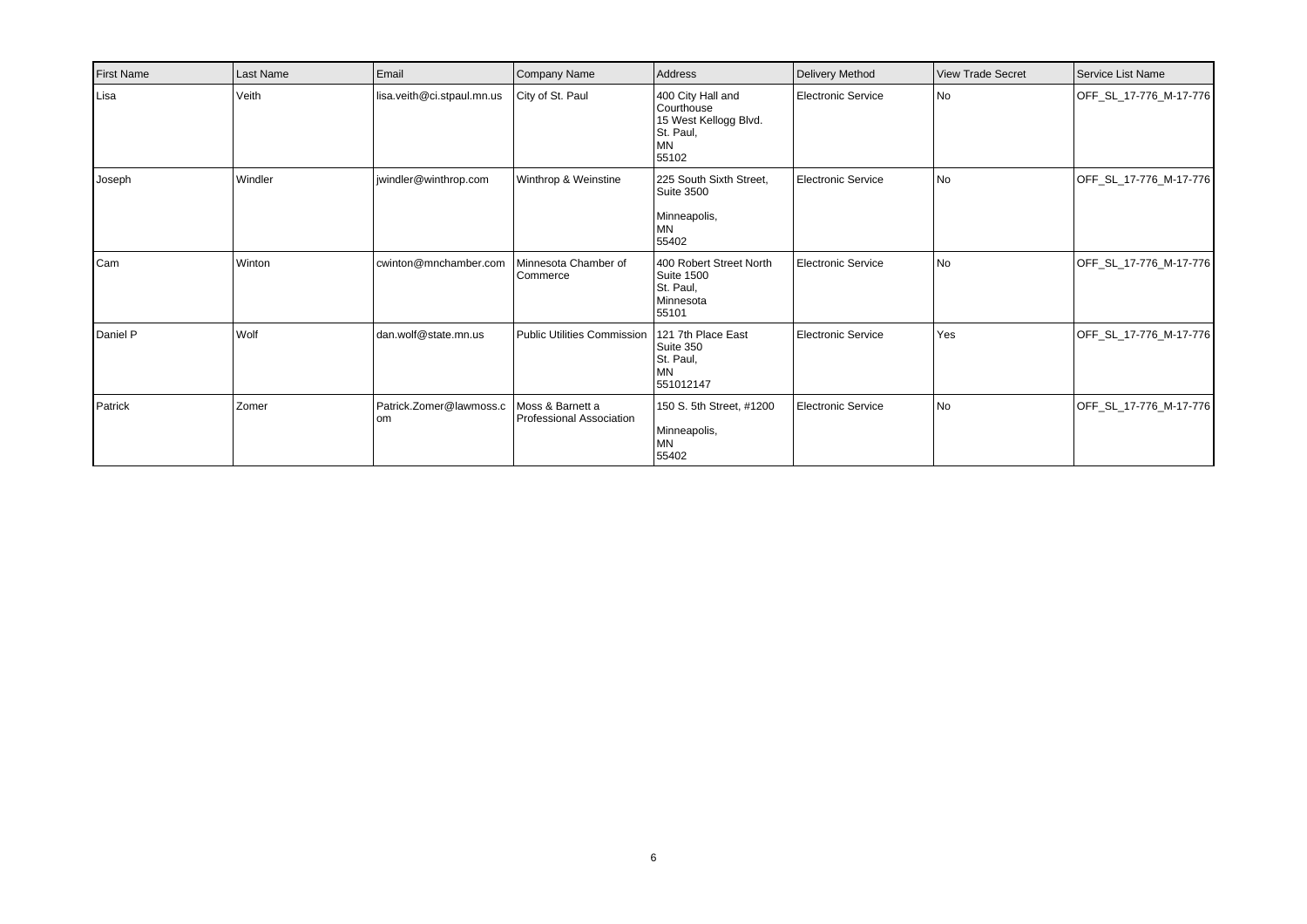| First Name | Last Name | Email | Company Name | Address | Delivery Method | View Trade Secret | Service List Name |
|---|---|---|---|---|---|---|---|
| Lisa | Veith | lisa.veith@ci.stpaul.mn.us | City of St. Paul | 400 City Hall and Courthouse 15 West Kellogg Blvd. St. Paul, MN 55102 | Electronic Service | No | OFF_SL_17-776_M-17-776 |
| Joseph | Windler | jwindler@winthrop.com | Winthrop & Weinstine | 225 South Sixth Street, Suite 3500 Minneapolis, MN 55402 | Electronic Service | No | OFF_SL_17-776_M-17-776 |
| Cam | Winton | cwinton@mnchamber.com | Minnesota Chamber of Commerce | 400 Robert Street North Suite 1500 St. Paul, Minnesota 55101 | Electronic Service | No | OFF_SL_17-776_M-17-776 |
| Daniel P | Wolf | dan.wolf@state.mn.us | Public Utilities Commission | 121 7th Place East Suite 350 St. Paul, MN 551012147 | Electronic Service | Yes | OFF_SL_17-776_M-17-776 |
| Patrick | Zomer | Patrick.Zomer@lawmoss.com | Moss & Barnett a Professional Association | 150 S. 5th Street, #1200 Minneapolis, MN 55402 | Electronic Service | No | OFF_SL_17-776_M-17-776 |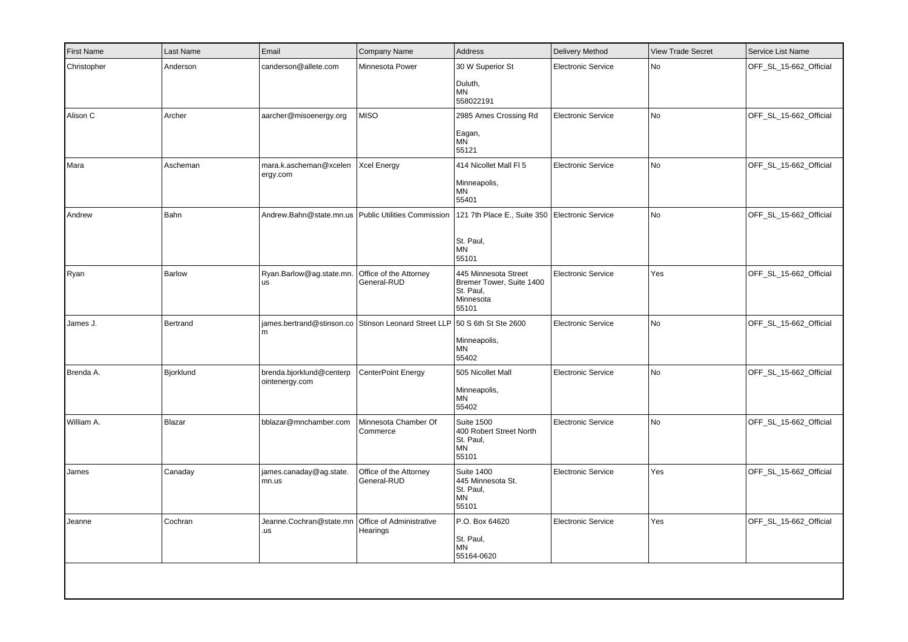| First Name | Last Name | Email | Company Name | Address | Delivery Method | View Trade Secret | Service List Name |
|---|---|---|---|---|---|---|---|
| Christopher | Anderson | canderson@allete.com | Minnesota Power | 30 W Superior St<br>Duluth,<br>MN<br>558022191 | Electronic Service | No | OFF_SL_15-662_Official |
| Alison C | Archer | aarcher@misoenergy.org | MISO | 2985 Ames Crossing Rd<br>Eagan,<br>MN<br>55121 | Electronic Service | No | OFF_SL_15-662_Official |
| Mara | Ascheman | mara.k.ascheman@xcelenergy.com | Xcel Energy | 414 Nicollet Mall Fl 5<br>Minneapolis,<br>MN<br>55401 | Electronic Service | No | OFF_SL_15-662_Official |
| Andrew | Bahn | Andrew.Bahn@state.mn.us | Public Utilities Commission | 121 7th Place E., Suite 350<br>St. Paul,<br>MN<br>55101 | Electronic Service | No | OFF_SL_15-662_Official |
| Ryan | Barlow | Ryan.Barlow@ag.state.mn.us | Office of the Attorney General-RUD | 445 Minnesota Street<br>Bremer Tower, Suite 1400<br>St. Paul,<br>Minnesota<br>55101 | Electronic Service | Yes | OFF_SL_15-662_Official |
| James J. | Bertrand | james.bertrand@stinson.com | Stinson Leonard Street LLP | 50 S 6th St Ste 2600<br>Minneapolis,<br>MN<br>55402 | Electronic Service | No | OFF_SL_15-662_Official |
| Brenda A. | Bjorklund | brenda.bjorklund@centerpointenergy.com | CenterPoint Energy | 505 Nicollet Mall<br>Minneapolis,<br>MN<br>55402 | Electronic Service | No | OFF_SL_15-662_Official |
| William A. | Blazar | bblazar@mnchamber.com | Minnesota Chamber Of Commerce | Suite 1500<br>400 Robert Street North<br>St. Paul,<br>MN<br>55101 | Electronic Service | No | OFF_SL_15-662_Official |
| James | Canaday | james.canaday@ag.state.mn.us | Office of the Attorney General-RUD | Suite 1400<br>445 Minnesota St.<br>St. Paul,<br>MN<br>55101 | Electronic Service | Yes | OFF_SL_15-662_Official |
| Jeanne | Cochran | Jeanne.Cochran@state.mn.us | Office of Administrative Hearings | P.O. Box 64620<br>St. Paul,<br>MN<br>55164-0620 | Electronic Service | Yes | OFF_SL_15-662_Official |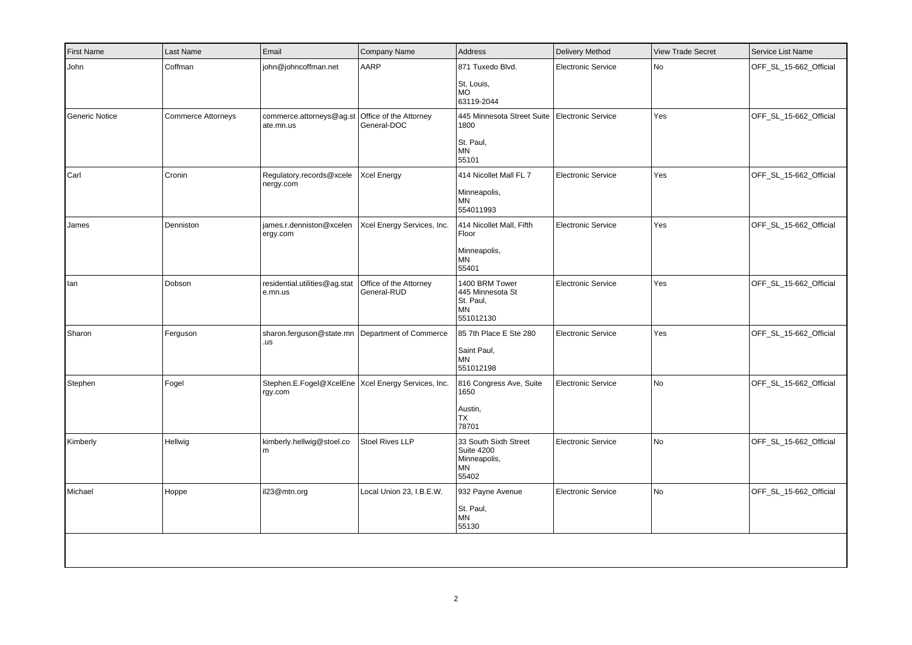| First Name | Last Name | Email | Company Name | Address | Delivery Method | View Trade Secret | Service List Name |
|---|---|---|---|---|---|---|---|
| John | Coffman | john@johncoffman.net | AARP | 871 Tuxedo Blvd.<br><br>St, Louis,<br>MO<br>63119-2044 | Electronic Service | No | OFF_SL_15-662_Official |
| Generic Notice | Commerce Attorneys | commerce.attorneys@ag.state.mn.us | Office of the Attorney General-DOC | 445 Minnesota Street Suite 1800<br><br>St. Paul,<br>MN<br>55101 | Electronic Service | Yes | OFF_SL_15-662_Official |
| Carl | Cronin | Regulatory.records@xcelenergy.com | Xcel Energy | 414 Nicollet Mall FL 7<br><br>Minneapolis,<br>MN<br>554011993 | Electronic Service | Yes | OFF_SL_15-662_Official |
| James | Denniston | james.r.denniston@xcelenergy.com | Xcel Energy Services, Inc. | 414 Nicollet Mall, Fifth Floor<br><br>Minneapolis,<br>MN<br>55401 | Electronic Service | Yes | OFF_SL_15-662_Official |
| Ian | Dobson | residential.utilities@ag.state.mn.us | Office of the Attorney General-RUD | 1400 BRM Tower<br>445 Minnesota St<br>St. Paul,<br>MN<br>551012130 | Electronic Service | Yes | OFF_SL_15-662_Official |
| Sharon | Ferguson | sharon.ferguson@state.mn.us | Department of Commerce | 85 7th Place E Ste 280<br><br>Saint Paul,<br>MN<br>551012198 | Electronic Service | Yes | OFF_SL_15-662_Official |
| Stephen | Fogel | Stephen.E.Fogel@XcelEnergy.com | Xcel Energy Services, Inc. | 816 Congress Ave, Suite 1650<br><br>Austin,<br>TX<br>78701 | Electronic Service | No | OFF_SL_15-662_Official |
| Kimberly | Hellwig | kimberly.hellwig@stoel.com | Stoel Rives LLP | 33 South Sixth Street<br>Suite 4200<br>Minneapolis,<br>MN<br>55402 | Electronic Service | No | OFF_SL_15-662_Official |
| Michael | Hoppe | il23@mtn.org | Local Union 23, I.B.E.W. | 932 Payne Avenue<br><br>St. Paul,<br>MN<br>55130 | Electronic Service | No | OFF_SL_15-662_Official |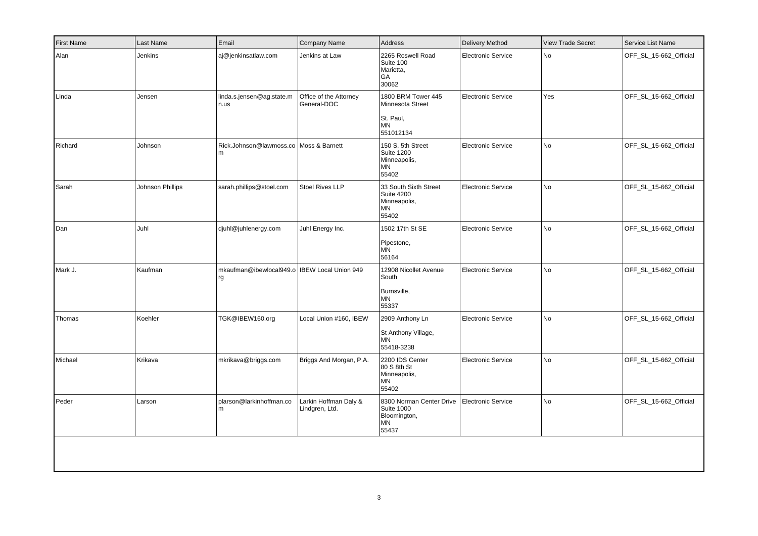| First Name | Last Name | Email | Company Name | Address | Delivery Method | View Trade Secret | Service List Name |
|---|---|---|---|---|---|---|---|
| Alan | Jenkins | aj@jenkinsatlaw.com | Jenkins at Law | 2265 Roswell Road Suite 100 Marietta, GA 30062 | Electronic Service | No | OFF_SL_15-662_Official |
| Linda | Jensen | linda.s.jensen@ag.state.mn.us | Office of the Attorney General-DOC | 1800 BRM Tower 445 Minnesota Street St. Paul, MN 551012134 | Electronic Service | Yes | OFF_SL_15-662_Official |
| Richard | Johnson | Rick.Johnson@lawmoss.com | Moss & Barnett | 150 S. 5th Street Suite 1200 Minneapolis, MN 55402 | Electronic Service | No | OFF_SL_15-662_Official |
| Sarah | Johnson Phillips | sarah.phillips@stoel.com | Stoel Rives LLP | 33 South Sixth Street Suite 4200 Minneapolis, MN 55402 | Electronic Service | No | OFF_SL_15-662_Official |
| Dan | Juhl | djuhl@juhlenergy.com | Juhl Energy Inc. | 1502 17th St SE Pipestone, MN 56164 | Electronic Service | No | OFF_SL_15-662_Official |
| Mark J. | Kaufman | mkaufman@ibewlocal949.org | IBEW Local Union 949 | 12908 Nicollet Avenue South Burnsville, MN 55337 | Electronic Service | No | OFF_SL_15-662_Official |
| Thomas | Koehler | TGK@IBEW160.org | Local Union #160, IBEW | 2909 Anthony Ln St Anthony Village, MN 55418-3238 | Electronic Service | No | OFF_SL_15-662_Official |
| Michael | Krikava | mkrikava@briggs.com | Briggs And Morgan, P.A. | 2200 IDS Center 80 S 8th St Minneapolis, MN 55402 | Electronic Service | No | OFF_SL_15-662_Official |
| Peder | Larson | plarson@larkinhoffman.com | Larkin Hoffman Daly & Lindgren, Ltd. | 8300 Norman Center Drive Suite 1000 Bloomington, MN 55437 | Electronic Service | No | OFF_SL_15-662_Official |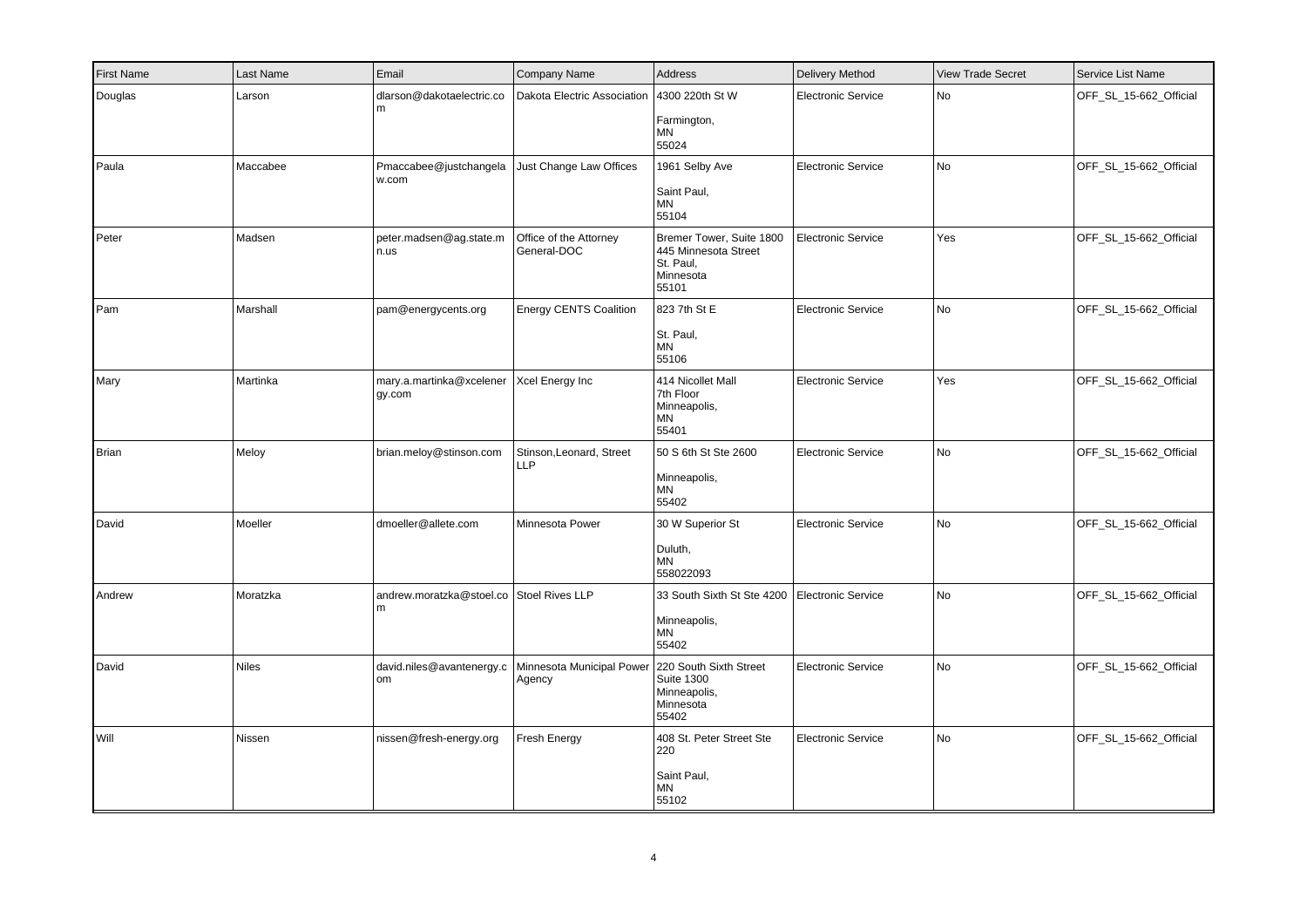| First Name | Last Name | Email | Company Name | Address | Delivery Method | View Trade Secret | Service List Name |
| --- | --- | --- | --- | --- | --- | --- | --- |
| Douglas | Larson | dlarson@dakotaelectric.com | Dakota Electric Association | 4300 220th St W<br><br>Farmington,<br>MN<br>55024 | Electronic Service | No | OFF_SL_15-662_Official |
| Paula | Maccabee | Pmaccabee@justchangelaw.com | Just Change Law Offices | 1961 Selby Ave<br><br>Saint Paul,<br>MN<br>55104 | Electronic Service | No | OFF_SL_15-662_Official |
| Peter | Madsen | peter.madsen@ag.state.mn.us | Office of the Attorney General-DOC | Bremer Tower, Suite 1800<br>445 Minnesota Street<br>St. Paul,<br>Minnesota<br>55101 | Electronic Service | Yes | OFF_SL_15-662_Official |
| Pam | Marshall | pam@energycents.org | Energy CENTS Coalition | 823 7th St E<br><br>St. Paul,<br>MN<br>55106 | Electronic Service | No | OFF_SL_15-662_Official |
| Mary | Martinka | mary.a.martinka@xcelenergy.com | Xcel Energy Inc | 414 Nicollet Mall<br>7th Floor<br>Minneapolis,<br>MN<br>55401 | Electronic Service | Yes | OFF_SL_15-662_Official |
| Brian | Meloy | brian.meloy@stinson.com | Stinson,Leonard, Street LLP | 50 S 6th St Ste 2600<br><br>Minneapolis,<br>MN<br>55402 | Electronic Service | No | OFF_SL_15-662_Official |
| David | Moeller | dmoeller@allete.com | Minnesota Power | 30 W Superior St<br><br>Duluth,<br>MN<br>558022093 | Electronic Service | No | OFF_SL_15-662_Official |
| Andrew | Moratzka | andrew.moratzka@stoel.com | Stoel Rives LLP | 33 South Sixth St Ste 4200<br><br>Minneapolis,<br>MN<br>55402 | Electronic Service | No | OFF_SL_15-662_Official |
| David | Niles | david.niles@avantenergy.com | Minnesota Municipal Power Agency | 220 South Sixth Street<br>Suite 1300<br>Minneapolis,<br>Minnesota<br>55402 | Electronic Service | No | OFF_SL_15-662_Official |
| Will | Nissen | nissen@fresh-energy.org | Fresh Energy | 408 St. Peter Street Ste 220<br><br>Saint Paul,<br>MN<br>55102 | Electronic Service | No | OFF_SL_15-662_Official |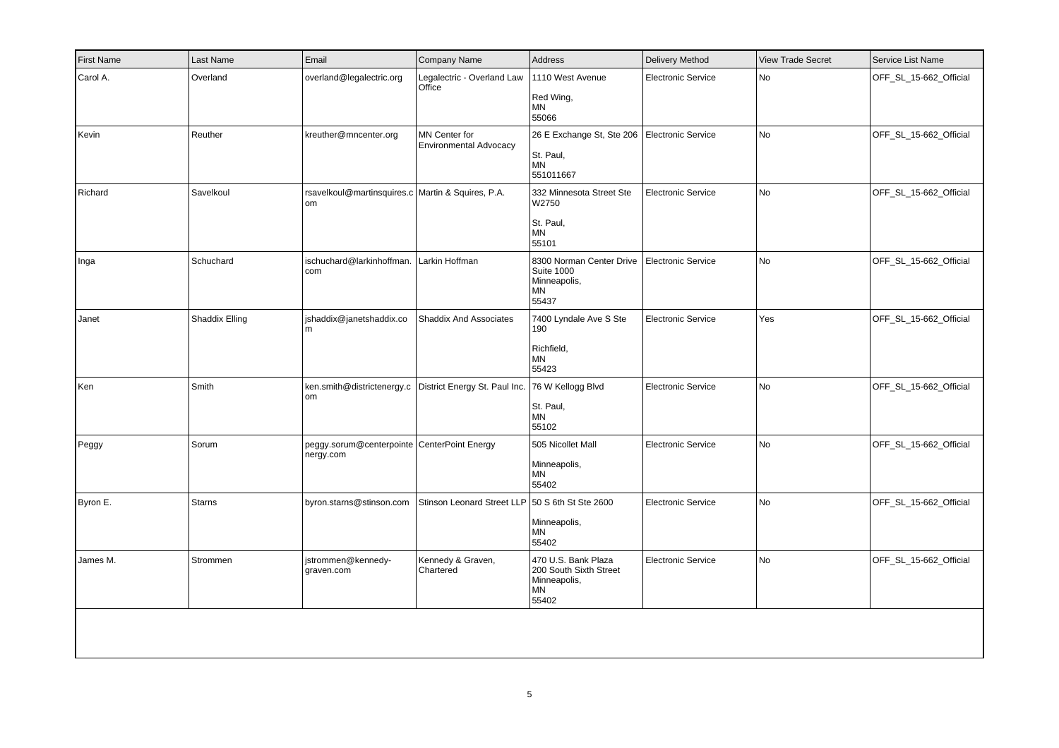| First Name | Last Name | Email | Company Name | Address | Delivery Method | View Trade Secret | Service List Name |
|---|---|---|---|---|---|---|---|
| Carol A. | Overland | overland@legalectric.org | Legalectric - Overland Law Office | 1110 West Avenue<br><br>Red Wing,<br>MN<br>55066 | Electronic Service | No | OFF_SL_15-662_Official |
| Kevin | Reuther | kreuther@mncenter.org | MN Center for Environmental Advocacy | 26 E Exchange St, Ste 206<br><br>St. Paul,<br>MN<br>551011667 | Electronic Service | No | OFF_SL_15-662_Official |
| Richard | Savelkoul | rsavelkoul@martinsquires.com | Martin & Squires, P.A. | 332 Minnesota Street Ste W2750<br><br>St. Paul,<br>MN<br>55101 | Electronic Service | No | OFF_SL_15-662_Official |
| Inga | Schuchard | ischuchard@larkinhoffman.com | Larkin Hoffman | 8300 Norman Center Drive<br>Suite 1000<br>Minneapolis,<br>MN<br>55437 | Electronic Service | No | OFF_SL_15-662_Official |
| Janet | Shaddix Elling | jshaddix@janetshaddix.com | Shaddix And Associates | 7400 Lyndale Ave S Ste 190<br><br>Richfield,<br>MN<br>55423 | Electronic Service | Yes | OFF_SL_15-662_Official |
| Ken | Smith | ken.smith@districtenergy.com | District Energy St. Paul Inc. | 76 W Kellogg Blvd<br><br>St. Paul,<br>MN<br>55102 | Electronic Service | No | OFF_SL_15-662_Official |
| Peggy | Sorum | peggy.sorum@centerpointenergy.com | CenterPoint Energy | 505 Nicollet Mall<br><br>Minneapolis,<br>MN<br>55402 | Electronic Service | No | OFF_SL_15-662_Official |
| Byron E. | Starns | byron.starns@stinson.com | Stinson Leonard Street LLP | 50 S 6th St Ste 2600<br><br>Minneapolis,<br>MN<br>55402 | Electronic Service | No | OFF_SL_15-662_Official |
| James M. | Strommen | jstrommen@kennedy-graven.com | Kennedy & Graven, Chartered | 470 U.S. Bank Plaza<br>200 South Sixth Street<br>Minneapolis,<br>MN<br>55402 | Electronic Service | No | OFF_SL_15-662_Official |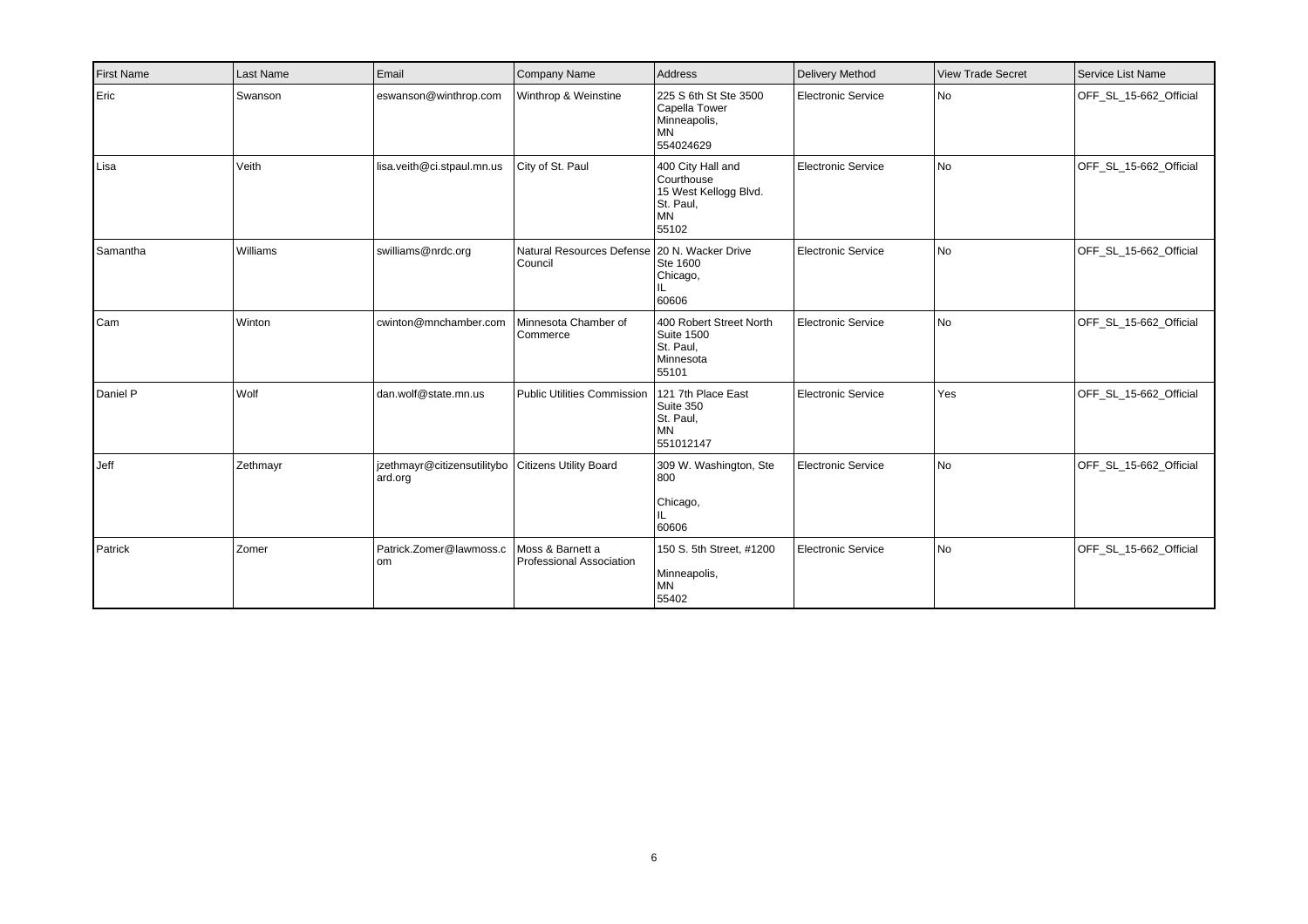| First Name | Last Name | Email | Company Name | Address | Delivery Method | View Trade Secret | Service List Name |
|---|---|---|---|---|---|---|---|
| Eric | Swanson | eswanson@winthrop.com | Winthrop & Weinstine | 225 S 6th St Ste 3500 Capella Tower Minneapolis, MN 554024629 | Electronic Service | No | OFF_SL_15-662_Official |
| Lisa | Veith | lisa.veith@ci.stpaul.mn.us | City of St. Paul | 400 City Hall and Courthouse 15 West Kellogg Blvd. St. Paul, MN 55102 | Electronic Service | No | OFF_SL_15-662_Official |
| Samantha | Williams | swilliams@nrdc.org | Natural Resources Defense Council | 20 N. Wacker Drive Ste 1600 Chicago, IL 60606 | Electronic Service | No | OFF_SL_15-662_Official |
| Cam | Winton | cwinton@mnchamber.com | Minnesota Chamber of Commerce | 400 Robert Street North Suite 1500 St. Paul, Minnesota 55101 | Electronic Service | No | OFF_SL_15-662_Official |
| Daniel P | Wolf | dan.wolf@state.mn.us | Public Utilities Commission | 121 7th Place East Suite 350 St. Paul, MN 551012147 | Electronic Service | Yes | OFF_SL_15-662_Official |
| Jeff | Zethmayr | jzethmayr@citizensutilityboard.org | Citizens Utility Board | 309 W. Washington, Ste 800 Chicago, IL 60606 | Electronic Service | No | OFF_SL_15-662_Official |
| Patrick | Zomer | Patrick.Zomer@lawmoss.com | Moss & Barnett a Professional Association | 150 S. 5th Street, #1200 Minneapolis, MN 55402 | Electronic Service | No | OFF_SL_15-662_Official |